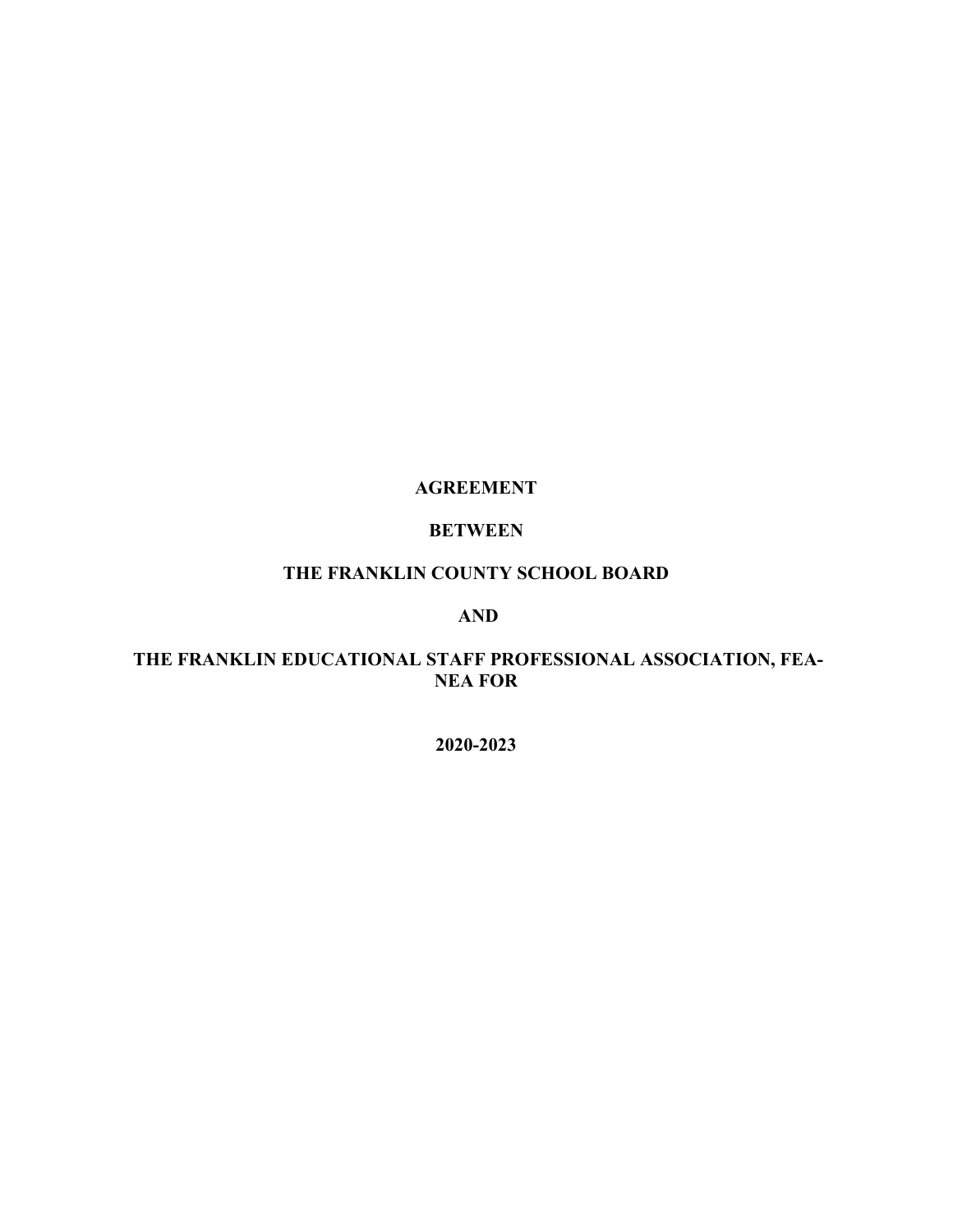**AGREEMENT**

**BETWEEN**

**THE FRANKLIN COUNTY SCHOOL BOARD**

**AND**

**THE FRANKLIN EDUCATIONAL STAFF PROFESSIONAL ASSOCIATION, FEA-NEA FOR**

**2020-2023**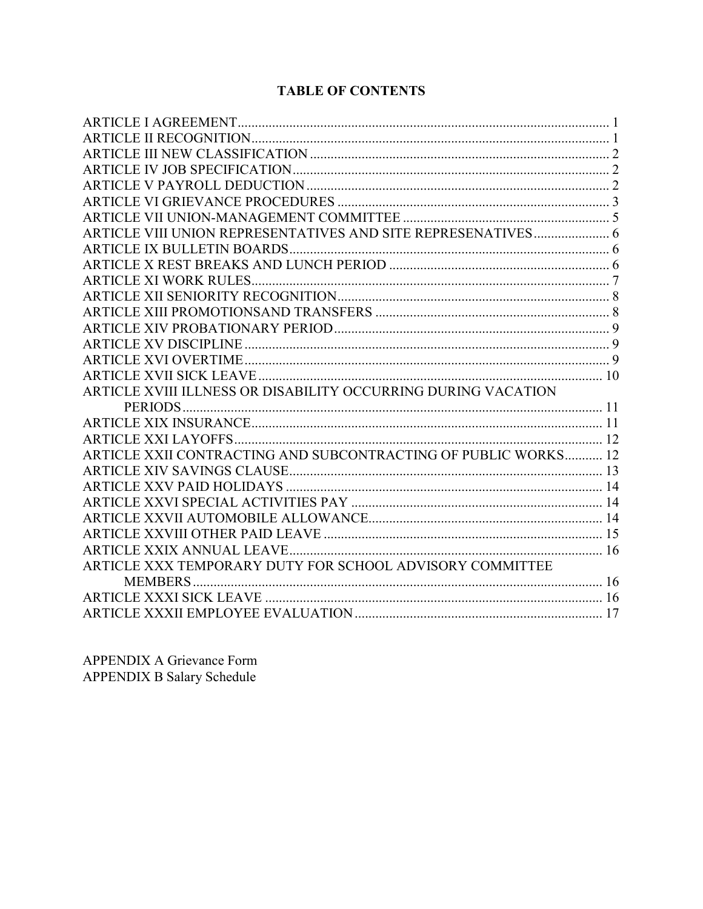# TABLE OF CONTENTS

ARTICLE I AGREEMENT........................................................................................................... 1
ARTICLE II RECOGNITION....................................................................................................... 1
ARTICLE III NEW CLASSIFICATION ...................................................................................... 2
ARTICLE IV JOB SPECIFICATION........................................................................................... 2
ARTICLE V PAYROLL DEDUCTION ....................................................................................... 2
ARTICLE VI GRIEVANCE PROCEDURES .............................................................................. 3
ARTICLE VII UNION-MANAGEMENT COMMITTEE ............................................................ 5
ARTICLE VIII UNION REPRESENTATIVES AND SITE REPRESENATIVES...................... 6
ARTICLE IX BULLETIN BOARDS............................................................................................ 6
ARTICLE X REST BREAKS AND LUNCH PERIOD ............................................................... 6
ARTICLE XI WORK RULES....................................................................................................... 7
ARTICLE XII SENIORITY RECOGNITION.............................................................................. 8
ARTICLE XIII PROMOTIONSAND TRANSFERS ................................................................... 8
ARTICLE XIV PROBATIONARY PERIOD............................................................................... 9
ARTICLE XV DISCIPLINE.......................................................................................................... 9
ARTICLE XVI OVERTIME.......................................................................................................... 9
ARTICLE XVII SICK LEAVE.................................................................................................... 10
ARTICLE XVIII ILLNESS OR DISABILITY OCCURRING DURING VACATION PERIODS.......................................................................................................................... 11
ARTICLE XIX INSURANCE..................................................................................................... 11
ARTICLE XXI LAYOFFS.......................................................................................................... 12
ARTICLE XXII CONTRACTING AND SUBCONTRACTING OF PUBLIC WORKS........... 12
ARTICLE XIV SAVINGS CLAUSE.......................................................................................... 13
ARTICLE XXV PAID HOLIDAYS ............................................................................................ 14
ARTICLE XXVI SPECIAL ACTIVITIES PAY ......................................................................... 14
ARTICLE XXVII AUTOMOBILE ALLOWANCE................................................................... 14
ARTICLE XXVIII OTHER PAID LEAVE ................................................................................ 15
ARTICLE XXIX ANNUAL LEAVE........................................................................................... 16
ARTICLE XXX TEMPORARY DUTY FOR SCHOOL ADVISORY COMMITTEE MEMBERS........................................................................................................................ 16
ARTICLE XXXI SICK LEAVE .................................................................................................. 16
ARTICLE XXXII EMPLOYEE EVALUATION ....................................................................... 17

APPENDIX A Grievance Form
APPENDIX B Salary Schedule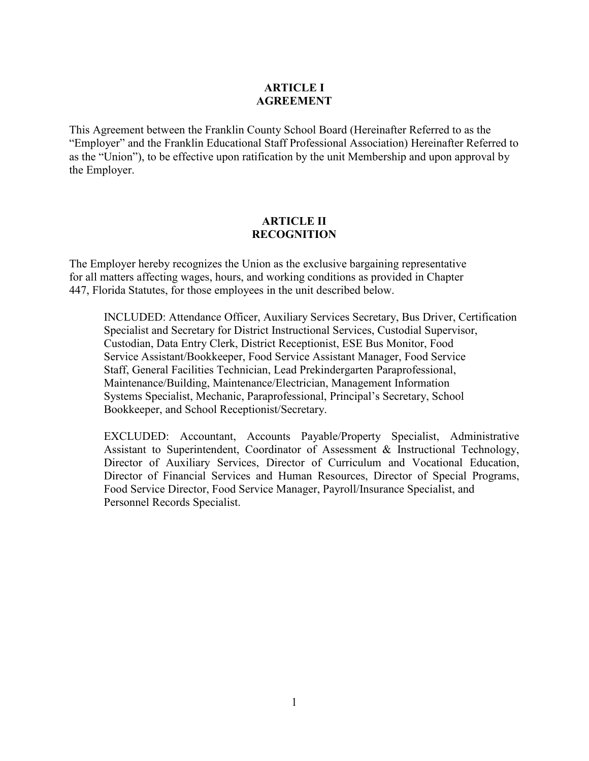# ARTICLE I
# AGREEMENT

This Agreement between the Franklin County School Board (Hereinafter Referred to as the "Employer" and the Franklin Educational Staff Professional Association) Hereinafter Referred to as the "Union"), to be effective upon ratification by the unit Membership and upon approval by the Employer.

# ARTICLE II
# RECOGNITION

The Employer hereby recognizes the Union as the exclusive bargaining representative for all matters affecting wages, hours, and working conditions as provided in Chapter 447, Florida Statutes, for those employees in the unit described below.

INCLUDED: Attendance Officer, Auxiliary Services Secretary, Bus Driver, Certification Specialist and Secretary for District Instructional Services, Custodial Supervisor, Custodian, Data Entry Clerk, District Receptionist, ESE Bus Monitor, Food Service Assistant/Bookkeeper, Food Service Assistant Manager, Food Service Staff, General Facilities Technician, Lead Prekindergarten Paraprofessional, Maintenance/Building, Maintenance/Electrician, Management Information Systems Specialist, Mechanic, Paraprofessional, Principal's Secretary, School Bookkeeper, and School Receptionist/Secretary.

EXCLUDED: Accountant, Accounts Payable/Property Specialist, Administrative Assistant to Superintendent, Coordinator of Assessment & Instructional Technology, Director of Auxiliary Services, Director of Curriculum and Vocational Education, Director of Financial Services and Human Resources, Director of Special Programs, Food Service Director, Food Service Manager, Payroll/Insurance Specialist, and Personnel Records Specialist.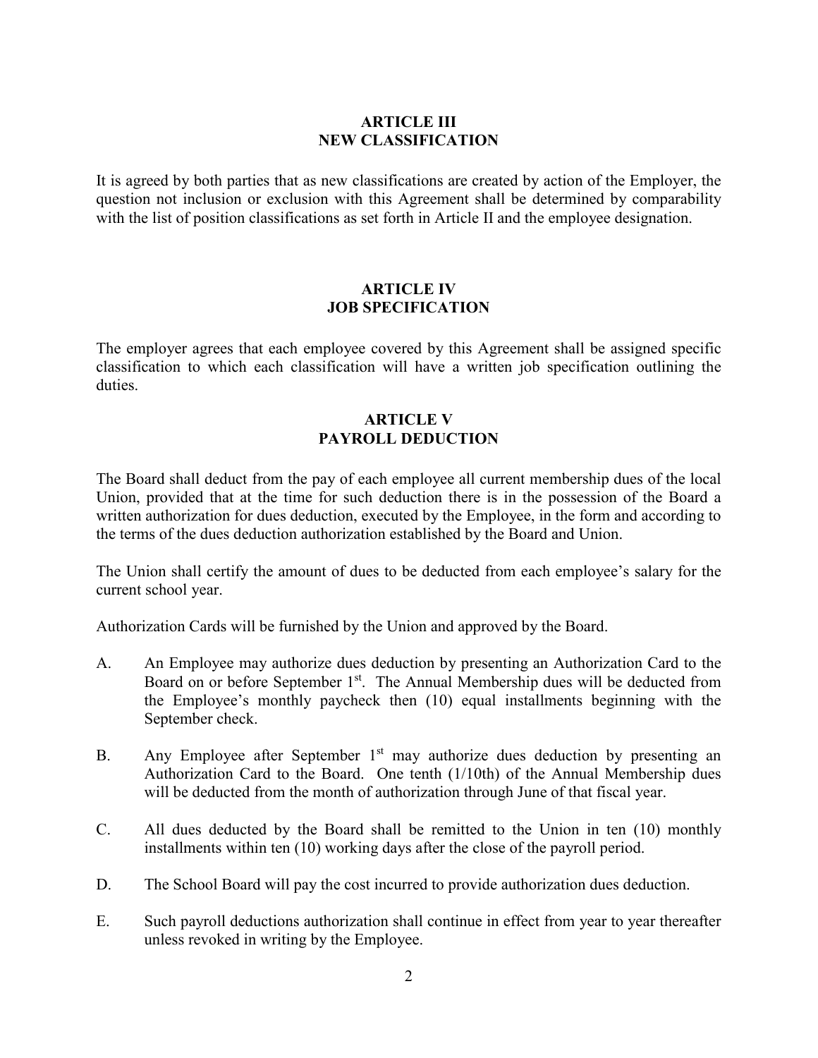## ARTICLE III
## NEW CLASSIFICATION

It is agreed by both parties that as new classifications are created by action of the Employer, the question not inclusion or exclusion with this Agreement shall be determined by comparability with the list of position classifications as set forth in Article II and the employee designation.

## ARTICLE IV
## JOB SPECIFICATION

The employer agrees that each employee covered by this Agreement shall be assigned specific classification to which each classification will have a written job specification outlining the duties.

## ARTICLE V
## PAYROLL DEDUCTION

The Board shall deduct from the pay of each employee all current membership dues of the local Union, provided that at the time for such deduction there is in the possession of the Board a written authorization for dues deduction, executed by the Employee, in the form and according to the terms of the dues deduction authorization established by the Board and Union.

The Union shall certify the amount of dues to be deducted from each employee's salary for the current school year.

Authorization Cards will be furnished by the Union and approved by the Board.

A. An Employee may authorize dues deduction by presenting an Authorization Card to the Board on or before September 1st. The Annual Membership dues will be deducted from the Employee's monthly paycheck then (10) equal installments beginning with the September check.

B. Any Employee after September 1st may authorize dues deduction by presenting an Authorization Card to the Board. One tenth (1/10th) of the Annual Membership dues will be deducted from the month of authorization through June of that fiscal year.

C. All dues deducted by the Board shall be remitted to the Union in ten (10) monthly installments within ten (10) working days after the close of the payroll period.

D. The School Board will pay the cost incurred to provide authorization dues deduction.

E. Such payroll deductions authorization shall continue in effect from year to year thereafter unless revoked in writing by the Employee.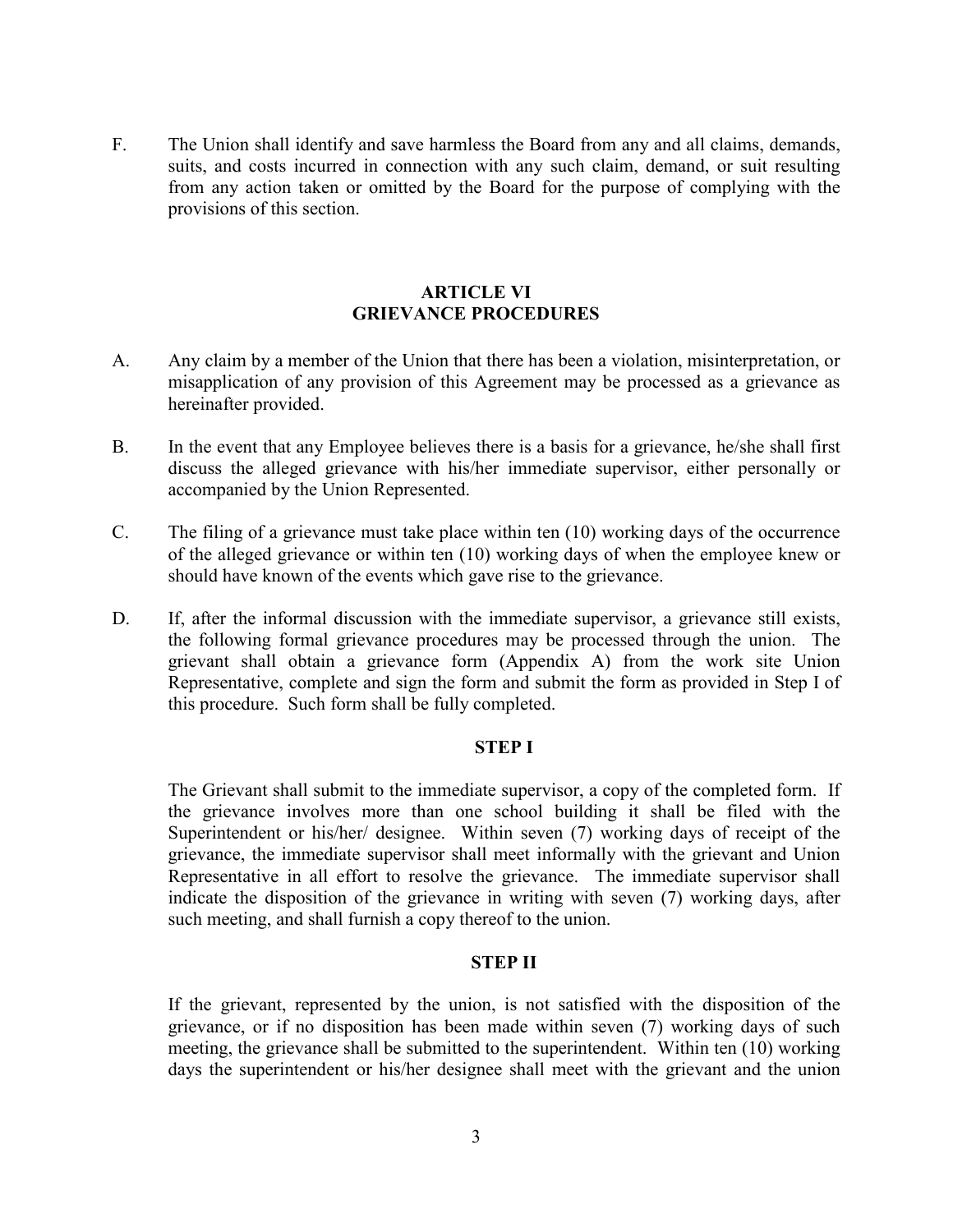F. The Union shall identify and save harmless the Board from any and all claims, demands, suits, and costs incurred in connection with any such claim, demand, or suit resulting from any action taken or omitted by the Board for the purpose of complying with the provisions of this section.

## ARTICLE VI
## GRIEVANCE PROCEDURES

A. Any claim by a member of the Union that there has been a violation, misinterpretation, or misapplication of any provision of this Agreement may be processed as a grievance as hereinafter provided.

B. In the event that any Employee believes there is a basis for a grievance, he/she shall first discuss the alleged grievance with his/her immediate supervisor, either personally or accompanied by the Union Represented.

C. The filing of a grievance must take place within ten (10) working days of the occurrence of the alleged grievance or within ten (10) working days of when the employee knew or should have known of the events which gave rise to the grievance.

D. If, after the informal discussion with the immediate supervisor, a grievance still exists, the following formal grievance procedures may be processed through the union. The grievant shall obtain a grievance form (Appendix A) from the work site Union Representative, complete and sign the form and submit the form as provided in Step I of this procedure. Such form shall be fully completed.

### STEP I

The Grievant shall submit to the immediate supervisor, a copy of the completed form. If the grievance involves more than one school building it shall be filed with the Superintendent or his/her/ designee. Within seven (7) working days of receipt of the grievance, the immediate supervisor shall meet informally with the grievant and Union Representative in all effort to resolve the grievance. The immediate supervisor shall indicate the disposition of the grievance in writing with seven (7) working days, after such meeting, and shall furnish a copy thereof to the union.

### STEP II

If the grievant, represented by the union, is not satisfied with the disposition of the grievance, or if no disposition has been made within seven (7) working days of such meeting, the grievance shall be submitted to the superintendent. Within ten (10) working days the superintendent or his/her designee shall meet with the grievant and the union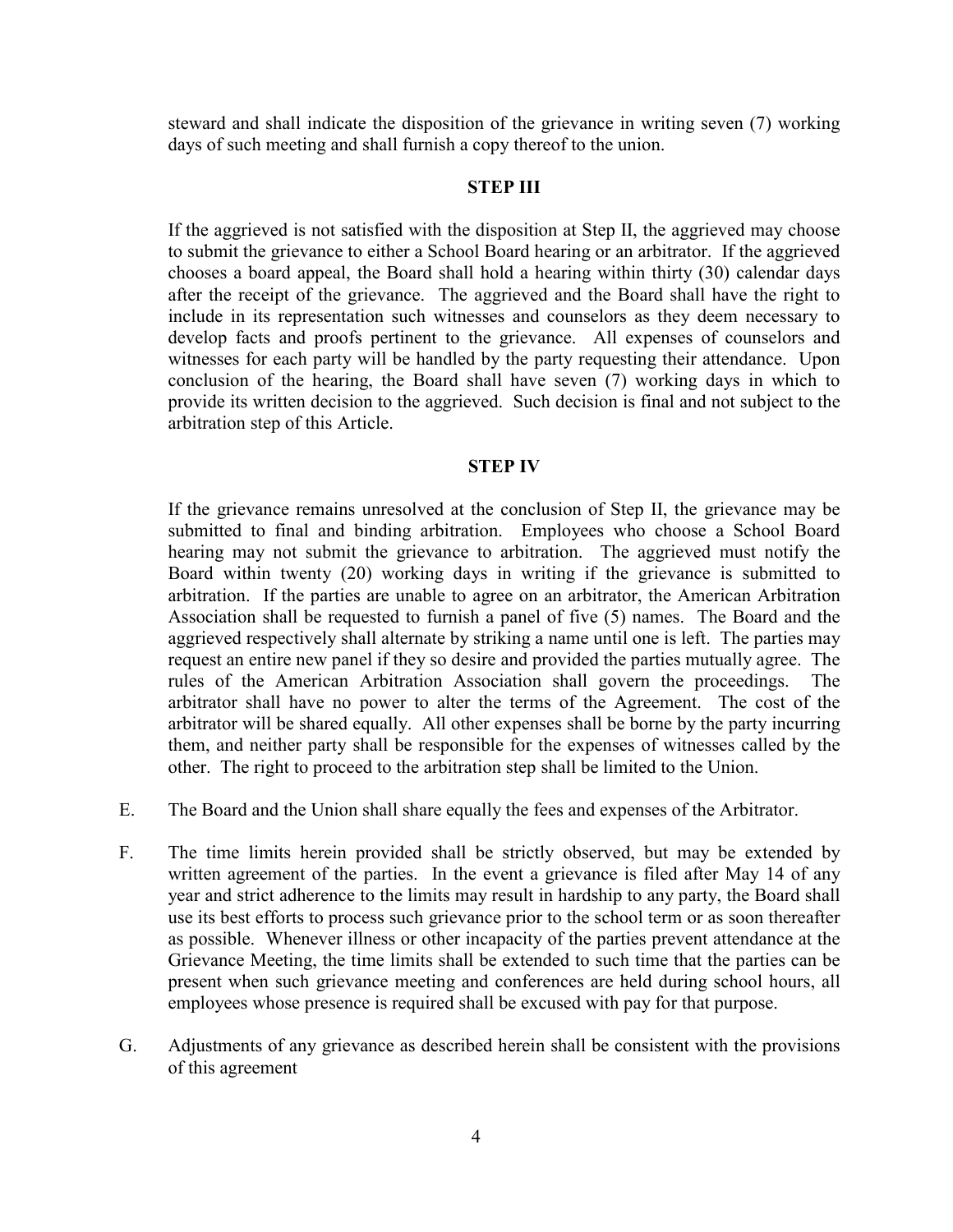steward and shall indicate the disposition of the grievance in writing seven (7) working days of such meeting and shall furnish a copy thereof to the union.

### STEP III

If the aggrieved is not satisfied with the disposition at Step II, the aggrieved may choose to submit the grievance to either a School Board hearing or an arbitrator. If the aggrieved chooses a board appeal, the Board shall hold a hearing within thirty (30) calendar days after the receipt of the grievance. The aggrieved and the Board shall have the right to include in its representation such witnesses and counselors as they deem necessary to develop facts and proofs pertinent to the grievance. All expenses of counselors and witnesses for each party will be handled by the party requesting their attendance. Upon conclusion of the hearing, the Board shall have seven (7) working days in which to provide its written decision to the aggrieved. Such decision is final and not subject to the arbitration step of this Article.

### STEP IV

If the grievance remains unresolved at the conclusion of Step II, the grievance may be submitted to final and binding arbitration. Employees who choose a School Board hearing may not submit the grievance to arbitration. The aggrieved must notify the Board within twenty (20) working days in writing if the grievance is submitted to arbitration. If the parties are unable to agree on an arbitrator, the American Arbitration Association shall be requested to furnish a panel of five (5) names. The Board and the aggrieved respectively shall alternate by striking a name until one is left. The parties may request an entire new panel if they so desire and provided the parties mutually agree. The rules of the American Arbitration Association shall govern the proceedings. The arbitrator shall have no power to alter the terms of the Agreement. The cost of the arbitrator will be shared equally. All other expenses shall be borne by the party incurring them, and neither party shall be responsible for the expenses of witnesses called by the other. The right to proceed to the arbitration step shall be limited to the Union.

E. The Board and the Union shall share equally the fees and expenses of the Arbitrator.

F. The time limits herein provided shall be strictly observed, but may be extended by written agreement of the parties. In the event a grievance is filed after May 14 of any year and strict adherence to the limits may result in hardship to any party, the Board shall use its best efforts to process such grievance prior to the school term or as soon thereafter as possible. Whenever illness or other incapacity of the parties prevent attendance at the Grievance Meeting, the time limits shall be extended to such time that the parties can be present when such grievance meeting and conferences are held during school hours, all employees whose presence is required shall be excused with pay for that purpose.

G. Adjustments of any grievance as described herein shall be consistent with the provisions of this agreement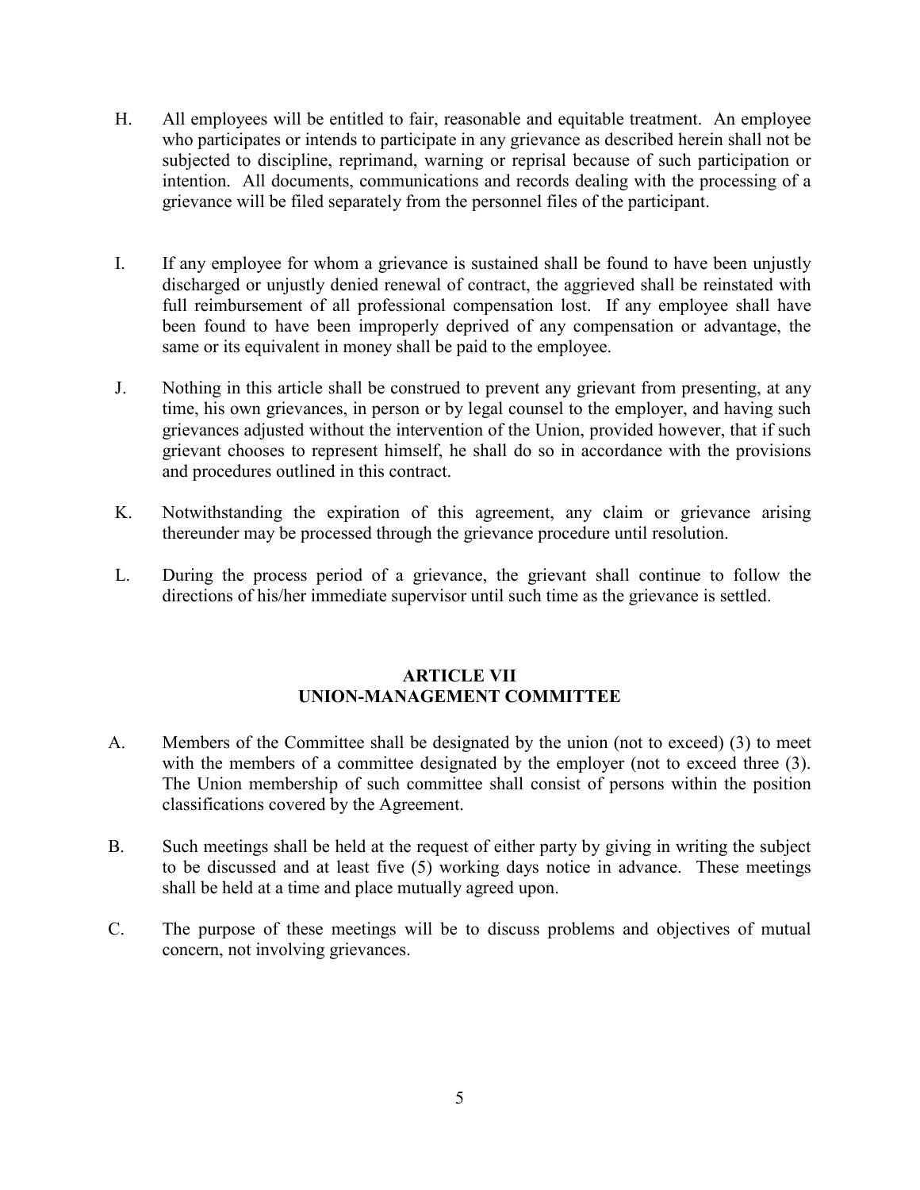H. All employees will be entitled to fair, reasonable and equitable treatment. An employee who participates or intends to participate in any grievance as described herein shall not be subjected to discipline, reprimand, warning or reprisal because of such participation or intention. All documents, communications and records dealing with the processing of a grievance will be filed separately from the personnel files of the participant.

I. If any employee for whom a grievance is sustained shall be found to have been unjustly discharged or unjustly denied renewal of contract, the aggrieved shall be reinstated with full reimbursement of all professional compensation lost. If any employee shall have been found to have been improperly deprived of any compensation or advantage, the same or its equivalent in money shall be paid to the employee.

J. Nothing in this article shall be construed to prevent any grievant from presenting, at any time, his own grievances, in person or by legal counsel to the employer, and having such grievances adjusted without the intervention of the Union, provided however, that if such grievant chooses to represent himself, he shall do so in accordance with the provisions and procedures outlined in this contract.

K. Notwithstanding the expiration of this agreement, any claim or grievance arising thereunder may be processed through the grievance procedure until resolution.

L. During the process period of a grievance, the grievant shall continue to follow the directions of his/her immediate supervisor until such time as the grievance is settled.

## ARTICLE VII
## UNION-MANAGEMENT COMMITTEE

A. Members of the Committee shall be designated by the union (not to exceed) (3) to meet with the members of a committee designated by the employer (not to exceed three (3). The Union membership of such committee shall consist of persons within the position classifications covered by the Agreement.

B. Such meetings shall be held at the request of either party by giving in writing the subject to be discussed and at least five (5) working days notice in advance. These meetings shall be held at a time and place mutually agreed upon.

C. The purpose of these meetings will be to discuss problems and objectives of mutual concern, not involving grievances.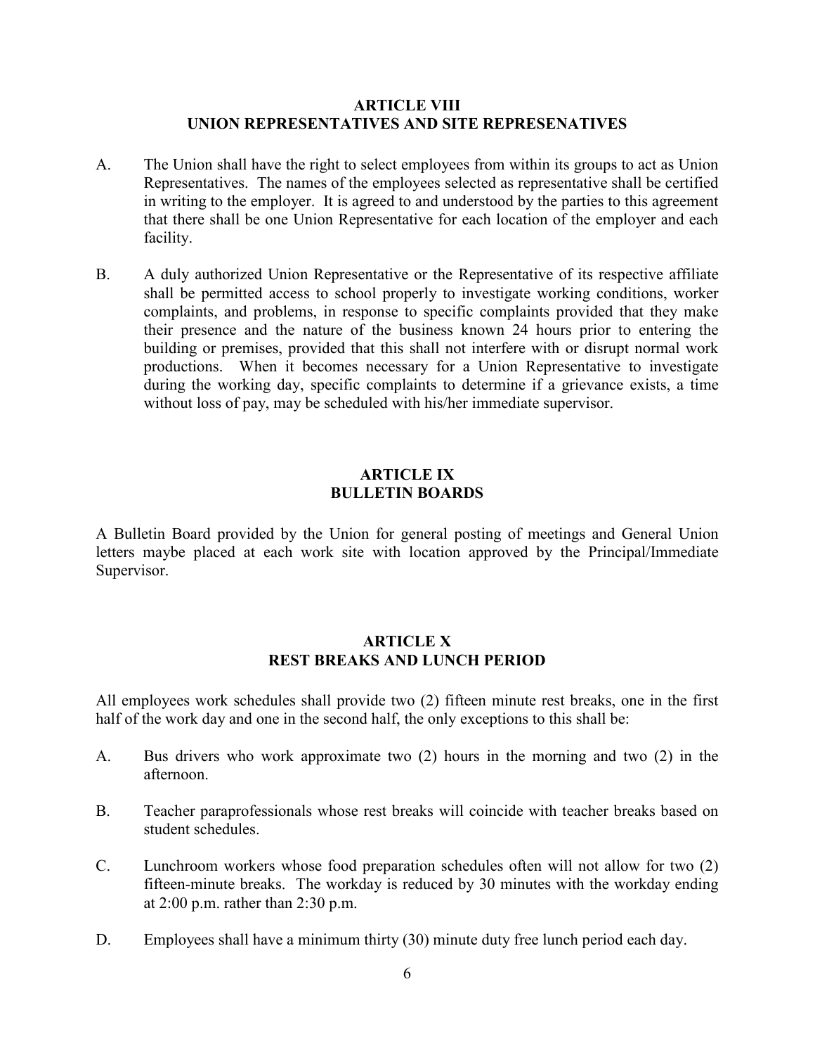## ARTICLE VIII
## UNION REPRESENTATIVES AND SITE REPRESENATIVES

A. The Union shall have the right to select employees from within its groups to act as Union Representatives. The names of the employees selected as representative shall be certified in writing to the employer. It is agreed to and understood by the parties to this agreement that there shall be one Union Representative for each location of the employer and each facility.

B. A duly authorized Union Representative or the Representative of its respective affiliate shall be permitted access to school properly to investigate working conditions, worker complaints, and problems, in response to specific complaints provided that they make their presence and the nature of the business known 24 hours prior to entering the building or premises, provided that this shall not interfere with or disrupt normal work productions. When it becomes necessary for a Union Representative to investigate during the working day, specific complaints to determine if a grievance exists, a time without loss of pay, may be scheduled with his/her immediate supervisor.

## ARTICLE IX
## BULLETIN BOARDS

A Bulletin Board provided by the Union for general posting of meetings and General Union letters maybe placed at each work site with location approved by the Principal/Immediate Supervisor.

## ARTICLE X
## REST BREAKS AND LUNCH PERIOD

All employees work schedules shall provide two (2) fifteen minute rest breaks, one in the first half of the work day and one in the second half, the only exceptions to this shall be:

A. Bus drivers who work approximate two (2) hours in the morning and two (2) in the afternoon.

B. Teacher paraprofessionals whose rest breaks will coincide with teacher breaks based on student schedules.

C. Lunchroom workers whose food preparation schedules often will not allow for two (2) fifteen-minute breaks. The workday is reduced by 30 minutes with the workday ending at 2:00 p.m. rather than 2:30 p.m.

D. Employees shall have a minimum thirty (30) minute duty free lunch period each day.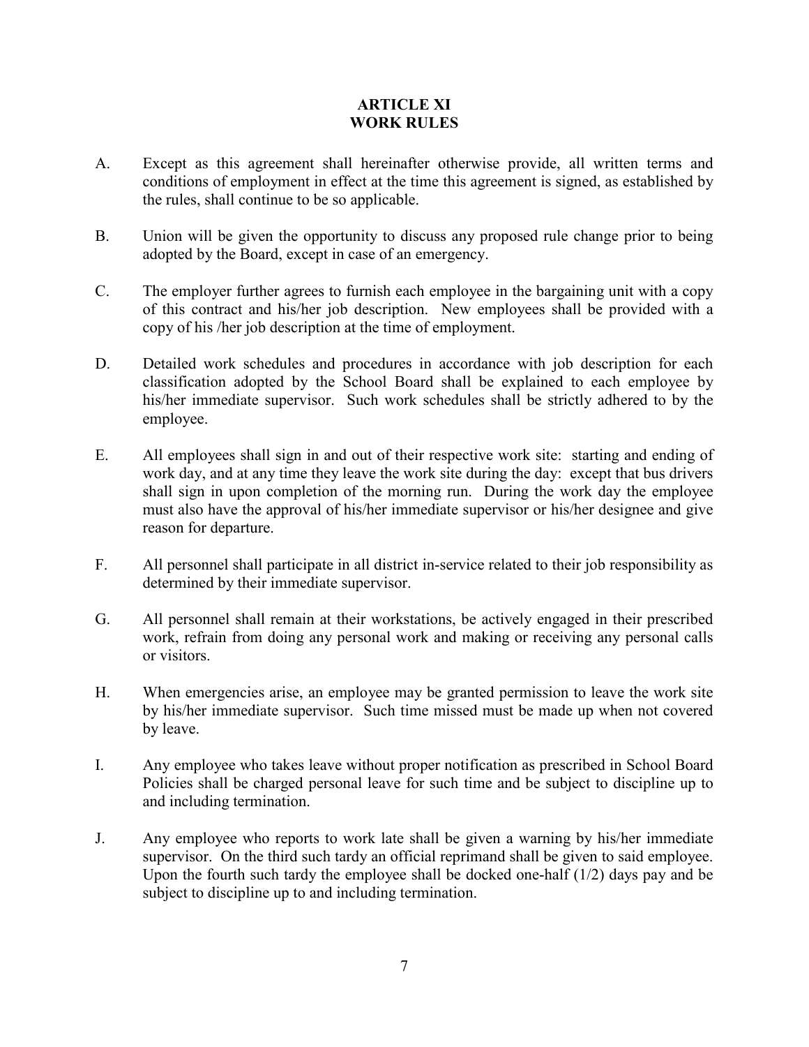# ARTICLE XI
# WORK RULES

A. Except as this agreement shall hereinafter otherwise provide, all written terms and conditions of employment in effect at the time this agreement is signed, as established by the rules, shall continue to be so applicable.

B. Union will be given the opportunity to discuss any proposed rule change prior to being adopted by the Board, except in case of an emergency.

C. The employer further agrees to furnish each employee in the bargaining unit with a copy of this contract and his/her job description. New employees shall be provided with a copy of his /her job description at the time of employment.

D. Detailed work schedules and procedures in accordance with job description for each classification adopted by the School Board shall be explained to each employee by his/her immediate supervisor. Such work schedules shall be strictly adhered to by the employee.

E. All employees shall sign in and out of their respective work site: starting and ending of work day, and at any time they leave the work site during the day: except that bus drivers shall sign in upon completion of the morning run. During the work day the employee must also have the approval of his/her immediate supervisor or his/her designee and give reason for departure.

F. All personnel shall participate in all district in-service related to their job responsibility as determined by their immediate supervisor.

G. All personnel shall remain at their workstations, be actively engaged in their prescribed work, refrain from doing any personal work and making or receiving any personal calls or visitors.

H. When emergencies arise, an employee may be granted permission to leave the work site by his/her immediate supervisor. Such time missed must be made up when not covered by leave.

I. Any employee who takes leave without proper notification as prescribed in School Board Policies shall be charged personal leave for such time and be subject to discipline up to and including termination.

J. Any employee who reports to work late shall be given a warning by his/her immediate supervisor. On the third such tardy an official reprimand shall be given to said employee. Upon the fourth such tardy the employee shall be docked one-half (1/2) days pay and be subject to discipline up to and including termination.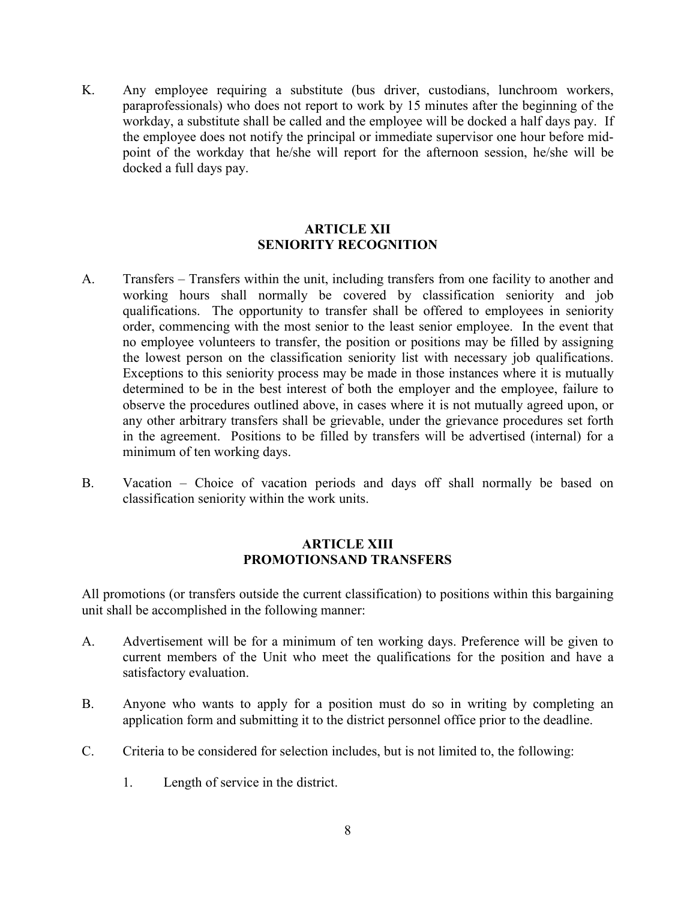K. Any employee requiring a substitute (bus driver, custodians, lunchroom workers, paraprofessionals) who does not report to work by 15 minutes after the beginning of the workday, a substitute shall be called and the employee will be docked a half days pay. If the employee does not notify the principal or immediate supervisor one hour before mid-point of the workday that he/she will report for the afternoon session, he/she will be docked a full days pay.

## ARTICLE XII
## SENIORITY RECOGNITION

A. Transfers – Transfers within the unit, including transfers from one facility to another and working hours shall normally be covered by classification seniority and job qualifications. The opportunity to transfer shall be offered to employees in seniority order, commencing with the most senior to the least senior employee. In the event that no employee volunteers to transfer, the position or positions may be filled by assigning the lowest person on the classification seniority list with necessary job qualifications. Exceptions to this seniority process may be made in those instances where it is mutually determined to be in the best interest of both the employer and the employee, failure to observe the procedures outlined above, in cases where it is not mutually agreed upon, or any other arbitrary transfers shall be grievable, under the grievance procedures set forth in the agreement. Positions to be filled by transfers will be advertised (internal) for a minimum of ten working days.

B. Vacation – Choice of vacation periods and days off shall normally be based on classification seniority within the work units.

## ARTICLE XIII
## PROMOTIONSAND TRANSFERS

All promotions (or transfers outside the current classification) to positions within this bargaining unit shall be accomplished in the following manner:

A. Advertisement will be for a minimum of ten working days. Preference will be given to current members of the Unit who meet the qualifications for the position and have a satisfactory evaluation.

B. Anyone who wants to apply for a position must do so in writing by completing an application form and submitting it to the district personnel office prior to the deadline.

C. Criteria to be considered for selection includes, but is not limited to, the following:

   1. Length of service in the district.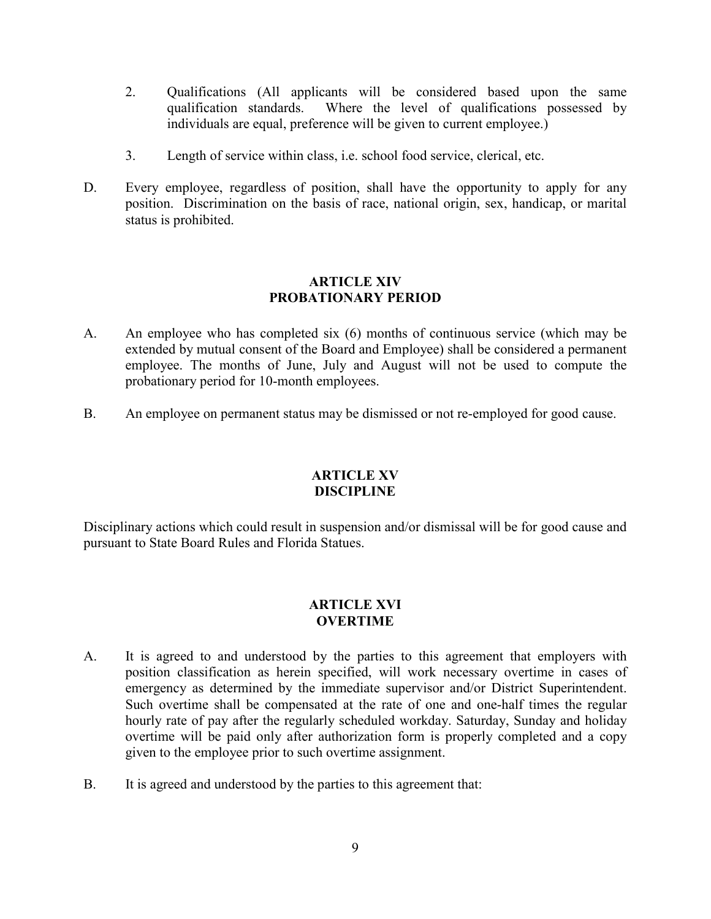2. Qualifications (All applicants will be considered based upon the same qualification standards. Where the level of qualifications possessed by individuals are equal, preference will be given to current employee.)

3. Length of service within class, i.e. school food service, clerical, etc.

D. Every employee, regardless of position, shall have the opportunity to apply for any position. Discrimination on the basis of race, national origin, sex, handicap, or marital status is prohibited.

## ARTICLE XIV
## PROBATIONARY PERIOD

A. An employee who has completed six (6) months of continuous service (which may be extended by mutual consent of the Board and Employee) shall be considered a permanent employee. The months of June, July and August will not be used to compute the probationary period for 10-month employees.

B. An employee on permanent status may be dismissed or not re-employed for good cause.

## ARTICLE XV
## DISCIPLINE

Disciplinary actions which could result in suspension and/or dismissal will be for good cause and pursuant to State Board Rules and Florida Statues.

## ARTICLE XVI
## OVERTIME

A. It is agreed to and understood by the parties to this agreement that employers with position classification as herein specified, will work necessary overtime in cases of emergency as determined by the immediate supervisor and/or District Superintendent. Such overtime shall be compensated at the rate of one and one-half times the regular hourly rate of pay after the regularly scheduled workday. Saturday, Sunday and holiday overtime will be paid only after authorization form is properly completed and a copy given to the employee prior to such overtime assignment.

B. It is agreed and understood by the parties to this agreement that: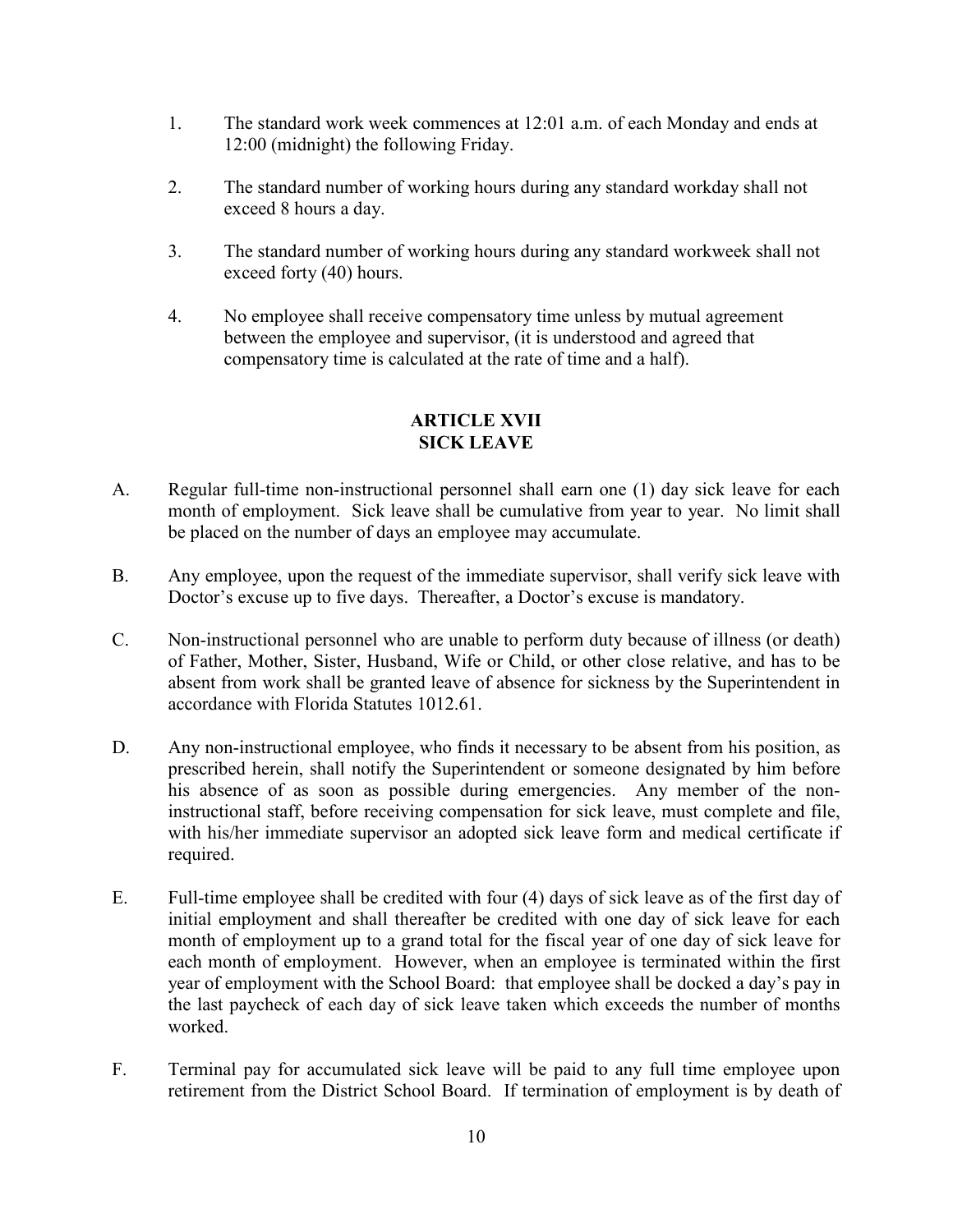1. The standard work week commences at 12:01 a.m. of each Monday and ends at 12:00 (midnight) the following Friday.

2. The standard number of working hours during any standard workday shall not exceed 8 hours a day.

3. The standard number of working hours during any standard workweek shall not exceed forty (40) hours.

4. No employee shall receive compensatory time unless by mutual agreement between the employee and supervisor, (it is understood and agreed that compensatory time is calculated at the rate of time and a half).

## ARTICLE XVII
## SICK LEAVE

A. Regular full-time non-instructional personnel shall earn one (1) day sick leave for each month of employment. Sick leave shall be cumulative from year to year. No limit shall be placed on the number of days an employee may accumulate.

B. Any employee, upon the request of the immediate supervisor, shall verify sick leave with Doctor's excuse up to five days. Thereafter, a Doctor's excuse is mandatory.

C. Non-instructional personnel who are unable to perform duty because of illness (or death) of Father, Mother, Sister, Husband, Wife or Child, or other close relative, and has to be absent from work shall be granted leave of absence for sickness by the Superintendent in accordance with Florida Statutes 1012.61.

D. Any non-instructional employee, who finds it necessary to be absent from his position, as prescribed herein, shall notify the Superintendent or someone designated by him before his absence of as soon as possible during emergencies. Any member of the non-instructional staff, before receiving compensation for sick leave, must complete and file, with his/her immediate supervisor an adopted sick leave form and medical certificate if required.

E. Full-time employee shall be credited with four (4) days of sick leave as of the first day of initial employment and shall thereafter be credited with one day of sick leave for each month of employment up to a grand total for the fiscal year of one day of sick leave for each month of employment. However, when an employee is terminated within the first year of employment with the School Board: that employee shall be docked a day's pay in the last paycheck of each day of sick leave taken which exceeds the number of months worked.

F. Terminal pay for accumulated sick leave will be paid to any full time employee upon retirement from the District School Board. If termination of employment is by death of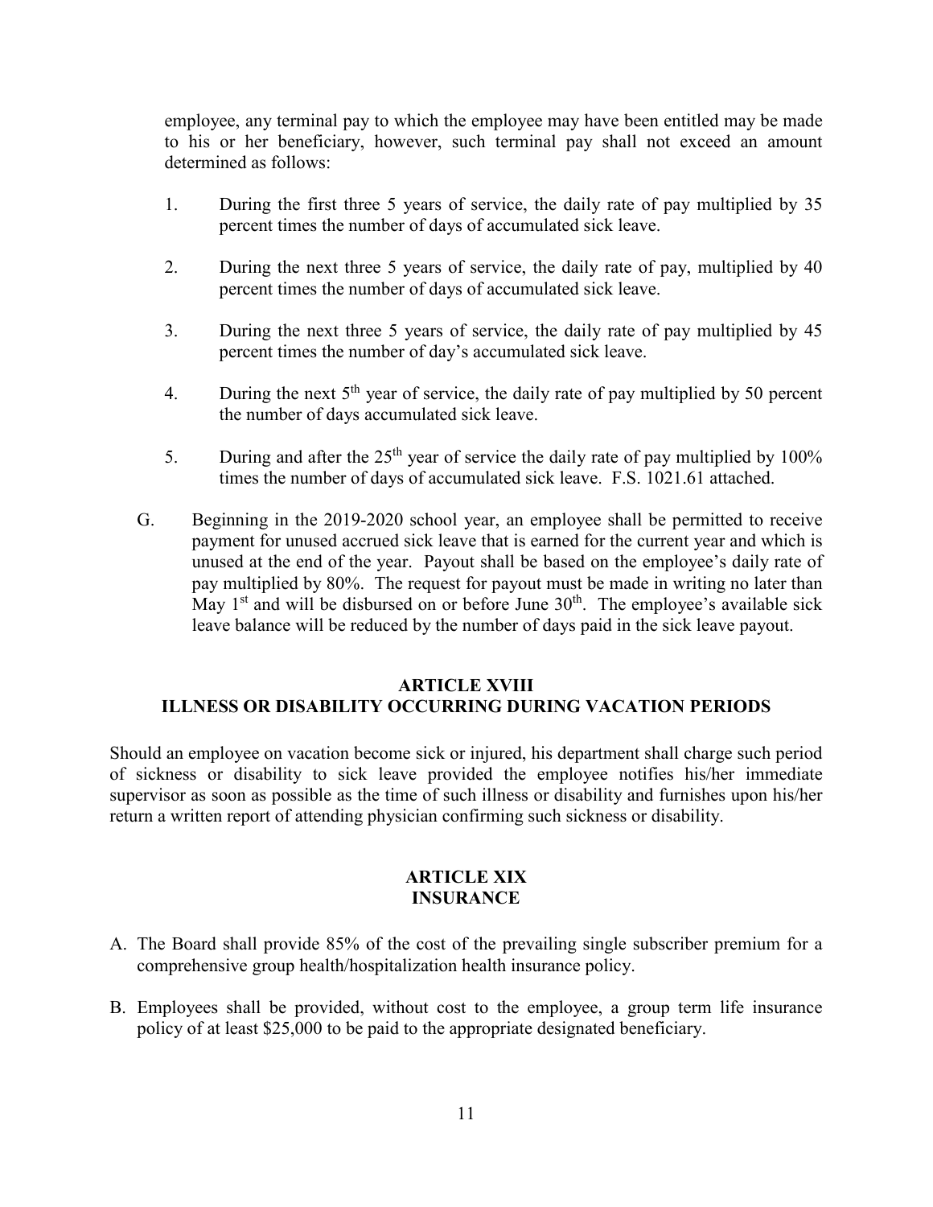employee, any terminal pay to which the employee may have been entitled may be made to his or her beneficiary, however, such terminal pay shall not exceed an amount determined as follows:

1. During the first three 5 years of service, the daily rate of pay multiplied by 35 percent times the number of days of accumulated sick leave.

2. During the next three 5 years of service, the daily rate of pay, multiplied by 40 percent times the number of days of accumulated sick leave.

3. During the next three 5 years of service, the daily rate of pay multiplied by 45 percent times the number of day's accumulated sick leave.

4. During the next 5th year of service, the daily rate of pay multiplied by 50 percent the number of days accumulated sick leave.

5. During and after the 25th year of service the daily rate of pay multiplied by 100% times the number of days of accumulated sick leave. F.S. 1021.61 attached.

G. Beginning in the 2019-2020 school year, an employee shall be permitted to receive payment for unused accrued sick leave that is earned for the current year and which is unused at the end of the year. Payout shall be based on the employee's daily rate of pay multiplied by 80%. The request for payout must be made in writing no later than May 1st and will be disbursed on or before June 30th. The employee's available sick leave balance will be reduced by the number of days paid in the sick leave payout.

## ARTICLE XVIII
## ILLNESS OR DISABILITY OCCURRING DURING VACATION PERIODS

Should an employee on vacation become sick or injured, his department shall charge such period of sickness or disability to sick leave provided the employee notifies his/her immediate supervisor as soon as possible as the time of such illness or disability and furnishes upon his/her return a written report of attending physician confirming such sickness or disability.

## ARTICLE XIX
## INSURANCE

A. The Board shall provide 85% of the cost of the prevailing single subscriber premium for a comprehensive group health/hospitalization health insurance policy.

B. Employees shall be provided, without cost to the employee, a group term life insurance policy of at least $25,000 to be paid to the appropriate designated beneficiary.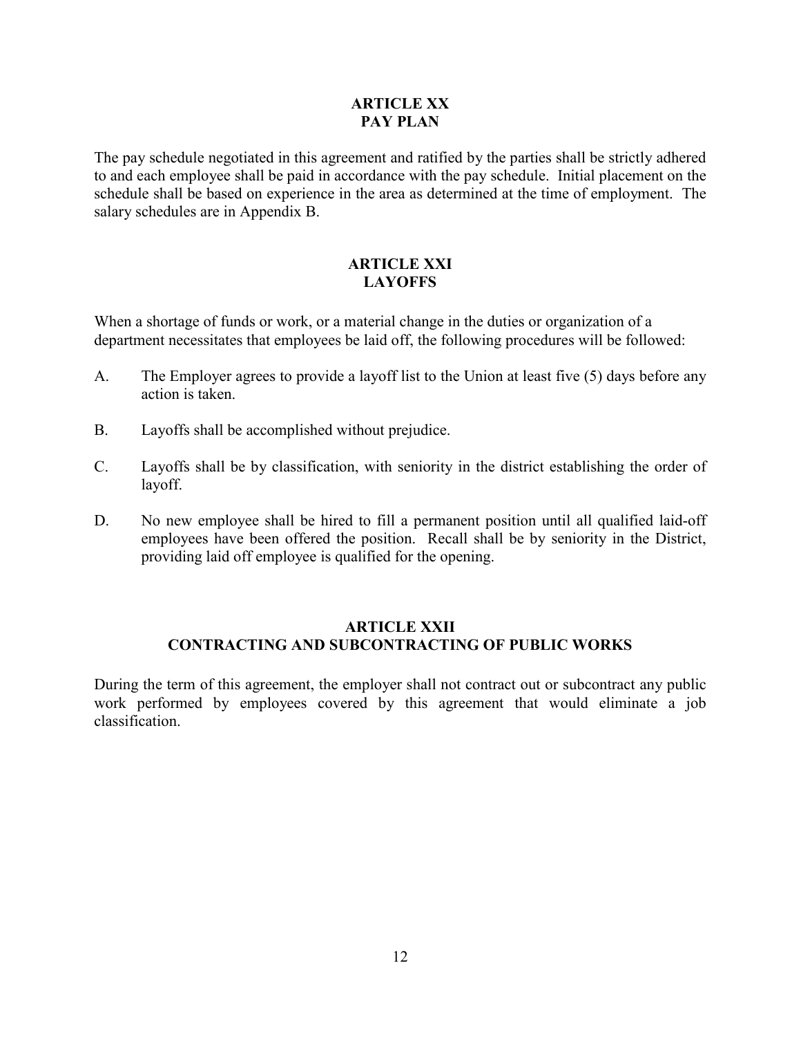## ARTICLE XX
## PAY PLAN

The pay schedule negotiated in this agreement and ratified by the parties shall be strictly adhered to and each employee shall be paid in accordance with the pay schedule. Initial placement on the schedule shall be based on experience in the area as determined at the time of employment. The salary schedules are in Appendix B.

## ARTICLE XXI
## LAYOFFS

When a shortage of funds or work, or a material change in the duties or organization of a department necessitates that employees be laid off, the following procedures will be followed:

A. The Employer agrees to provide a layoff list to the Union at least five (5) days before any action is taken.

B. Layoffs shall be accomplished without prejudice.

C. Layoffs shall be by classification, with seniority in the district establishing the order of layoff.

D. No new employee shall be hired to fill a permanent position until all qualified laid-off employees have been offered the position. Recall shall be by seniority in the District, providing laid off employee is qualified for the opening.

## ARTICLE XXII
## CONTRACTING AND SUBCONTRACTING OF PUBLIC WORKS

During the term of this agreement, the employer shall not contract out or subcontract any public work performed by employees covered by this agreement that would eliminate a job classification.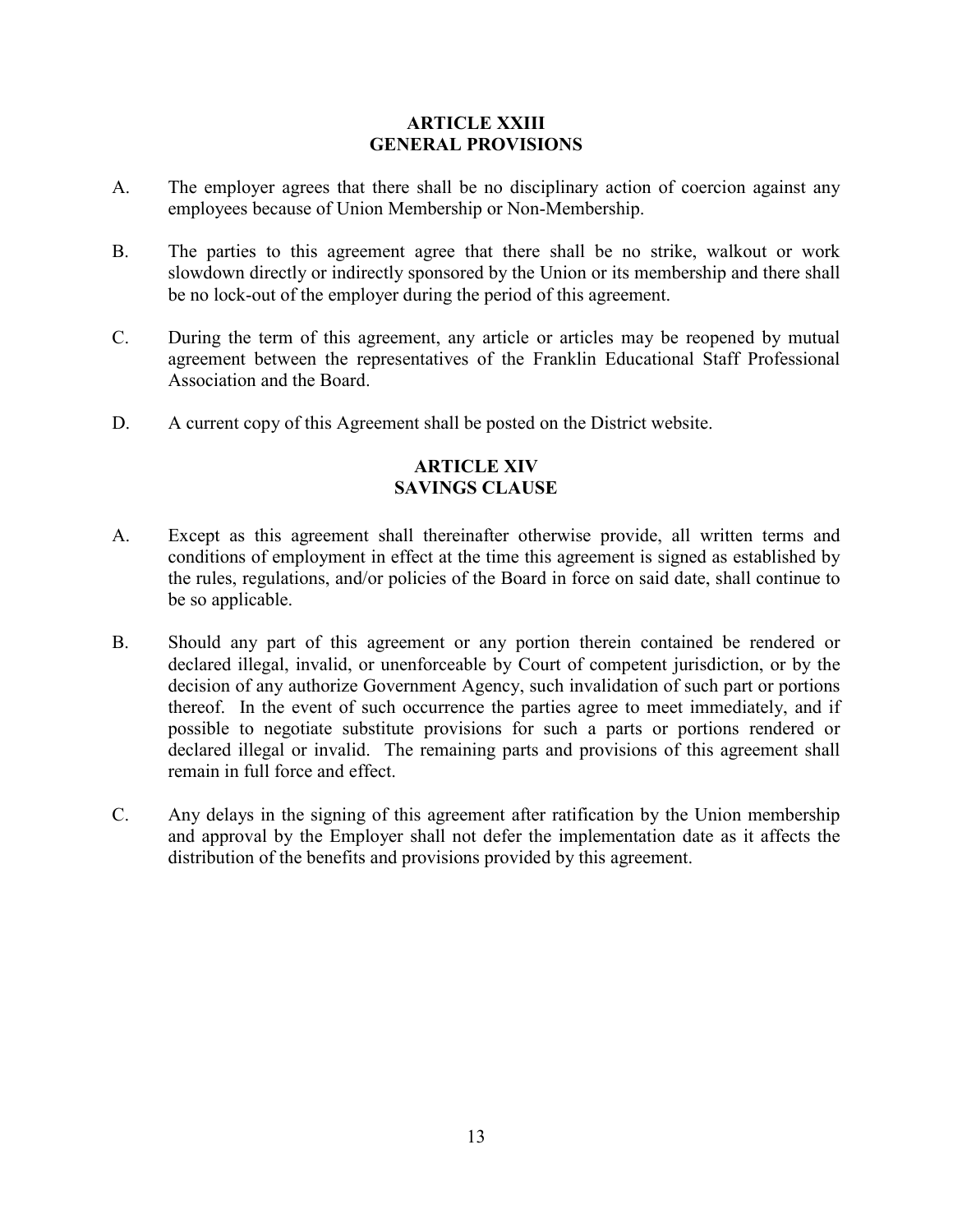## ARTICLE XXIII
## GENERAL PROVISIONS

A. The employer agrees that there shall be no disciplinary action of coercion against any employees because of Union Membership or Non-Membership.

B. The parties to this agreement agree that there shall be no strike, walkout or work slowdown directly or indirectly sponsored by the Union or its membership and there shall be no lock-out of the employer during the period of this agreement.

C. During the term of this agreement, any article or articles may be reopened by mutual agreement between the representatives of the Franklin Educational Staff Professional Association and the Board.

D. A current copy of this Agreement shall be posted on the District website.

## ARTICLE XIV
## SAVINGS CLAUSE

A. Except as this agreement shall thereinafter otherwise provide, all written terms and conditions of employment in effect at the time this agreement is signed as established by the rules, regulations, and/or policies of the Board in force on said date, shall continue to be so applicable.

B. Should any part of this agreement or any portion therein contained be rendered or declared illegal, invalid, or unenforceable by Court of competent jurisdiction, or by the decision of any authorize Government Agency, such invalidation of such part or portions thereof. In the event of such occurrence the parties agree to meet immediately, and if possible to negotiate substitute provisions for such a parts or portions rendered or declared illegal or invalid. The remaining parts and provisions of this agreement shall remain in full force and effect.

C. Any delays in the signing of this agreement after ratification by the Union membership and approval by the Employer shall not defer the implementation date as it affects the distribution of the benefits and provisions provided by this agreement.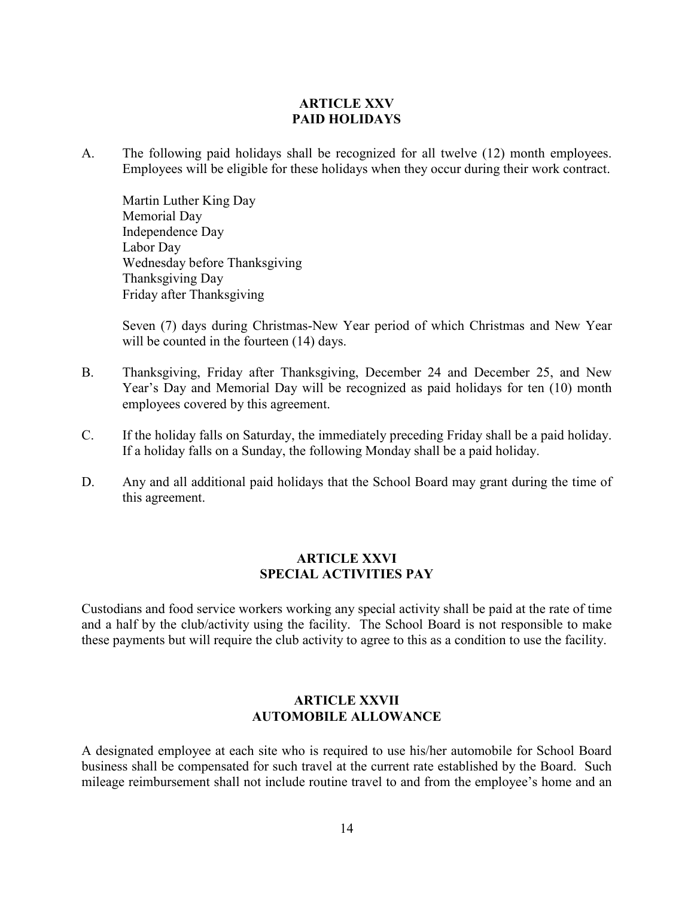## ARTICLE XXV
## PAID HOLIDAYS

A. The following paid holidays shall be recognized for all twelve (12) month employees. Employees will be eligible for these holidays when they occur during their work contract.

   Martin Luther King Day
   Memorial Day
   Independence Day
   Labor Day
   Wednesday before Thanksgiving
   Thanksgiving Day
   Friday after Thanksgiving

   Seven (7) days during Christmas-New Year period of which Christmas and New Year will be counted in the fourteen (14) days.

B. Thanksgiving, Friday after Thanksgiving, December 24 and December 25, and New Year's Day and Memorial Day will be recognized as paid holidays for ten (10) month employees covered by this agreement.

C. If the holiday falls on Saturday, the immediately preceding Friday shall be a paid holiday. If a holiday falls on a Sunday, the following Monday shall be a paid holiday.

D. Any and all additional paid holidays that the School Board may grant during the time of this agreement.

## ARTICLE XXVI
## SPECIAL ACTIVITIES PAY

Custodians and food service workers working any special activity shall be paid at the rate of time and a half by the club/activity using the facility. The School Board is not responsible to make these payments but will require the club activity to agree to this as a condition to use the facility.

## ARTICLE XXVII
## AUTOMOBILE ALLOWANCE

A designated employee at each site who is required to use his/her automobile for School Board business shall be compensated for such travel at the current rate established by the Board. Such mileage reimbursement shall not include routine travel to and from the employee's home and an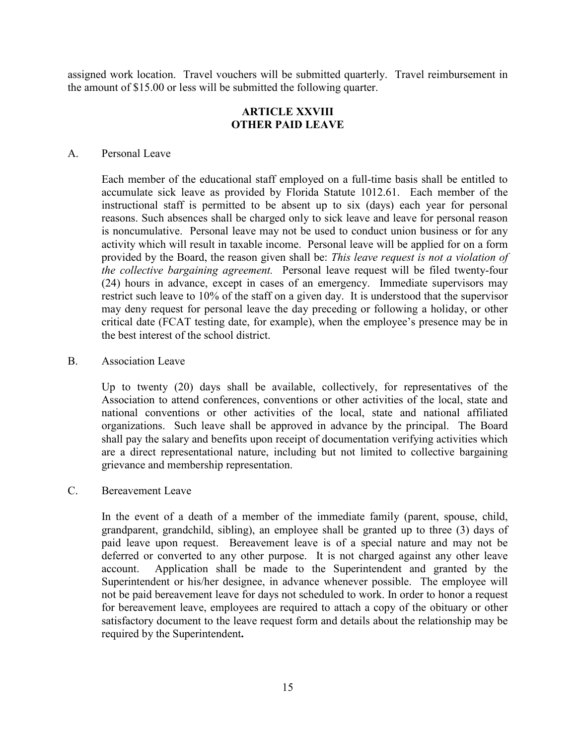assigned work location. Travel vouchers will be submitted quarterly. Travel reimbursement in the amount of $15.00 or less will be submitted the following quarter.

## ARTICLE XXVIII
## OTHER PAID LEAVE

A. Personal Leave

Each member of the educational staff employed on a full-time basis shall be entitled to accumulate sick leave as provided by Florida Statute 1012.61. Each member of the instructional staff is permitted to be absent up to six (days) each year for personal reasons. Such absences shall be charged only to sick leave and leave for personal reason is noncumulative. Personal leave may not be used to conduct union business or for any activity which will result in taxable income. Personal leave will be applied for on a form provided by the Board, the reason given shall be: *This leave request is not a violation of the collective bargaining agreement.* Personal leave request will be filed twenty-four (24) hours in advance, except in cases of an emergency. Immediate supervisors may restrict such leave to 10% of the staff on a given day. It is understood that the supervisor may deny request for personal leave the day preceding or following a holiday, or other critical date (FCAT testing date, for example), when the employee's presence may be in the best interest of the school district.

B. Association Leave

Up to twenty (20) days shall be available, collectively, for representatives of the Association to attend conferences, conventions or other activities of the local, state and national conventions or other activities of the local, state and national affiliated organizations. Such leave shall be approved in advance by the principal. The Board shall pay the salary and benefits upon receipt of documentation verifying activities which are a direct representational nature, including but not limited to collective bargaining grievance and membership representation.

C. Bereavement Leave

In the event of a death of a member of the immediate family (parent, spouse, child, grandparent, grandchild, sibling), an employee shall be granted up to three (3) days of paid leave upon request. Bereavement leave is of a special nature and may not be deferred or converted to any other purpose. It is not charged against any other leave account. Application shall be made to the Superintendent and granted by the Superintendent or his/her designee, in advance whenever possible. The employee will not be paid bereavement leave for days not scheduled to work. In order to honor a request for bereavement leave, employees are required to attach a copy of the obituary or other satisfactory document to the leave request form and details about the relationship may be required by the Superintendent**.**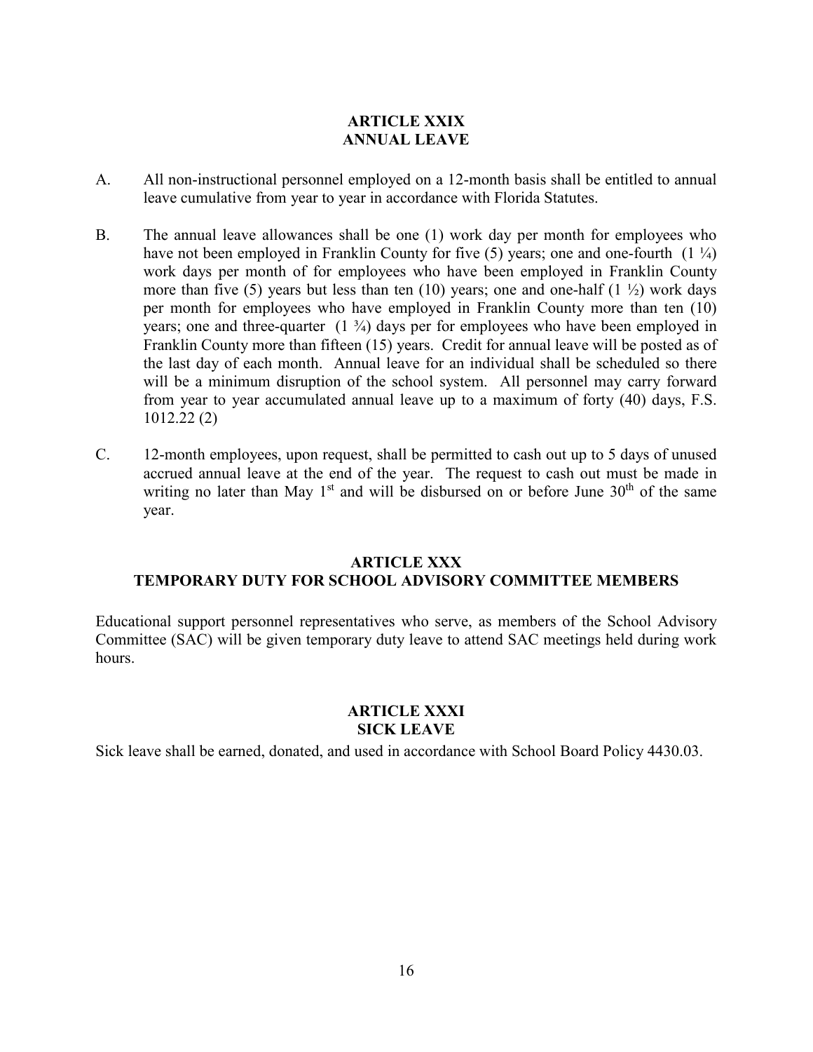## ARTICLE XXIX
## ANNUAL LEAVE

A. All non-instructional personnel employed on a 12-month basis shall be entitled to annual leave cumulative from year to year in accordance with Florida Statutes.

B. The annual leave allowances shall be one (1) work day per month for employees who have not been employed in Franklin County for five (5) years; one and one-fourth (1 ¼) work days per month of for employees who have been employed in Franklin County more than five (5) years but less than ten (10) years; one and one-half (1 ½) work days per month for employees who have employed in Franklin County more than ten (10) years; one and three-quarter (1 ¾) days per for employees who have been employed in Franklin County more than fifteen (15) years. Credit for annual leave will be posted as of the last day of each month. Annual leave for an individual shall be scheduled so there will be a minimum disruption of the school system. All personnel may carry forward from year to year accumulated annual leave up to a maximum of forty (40) days, F.S. 1012.22 (2)

C. 12-month employees, upon request, shall be permitted to cash out up to 5 days of unused accrued annual leave at the end of the year. The request to cash out must be made in writing no later than May 1st and will be disbursed on or before June 30th of the same year.

## ARTICLE XXX
## TEMPORARY DUTY FOR SCHOOL ADVISORY COMMITTEE MEMBERS

Educational support personnel representatives who serve, as members of the School Advisory Committee (SAC) will be given temporary duty leave to attend SAC meetings held during work hours.

## ARTICLE XXXI
## SICK LEAVE

Sick leave shall be earned, donated, and used in accordance with School Board Policy 4430.03.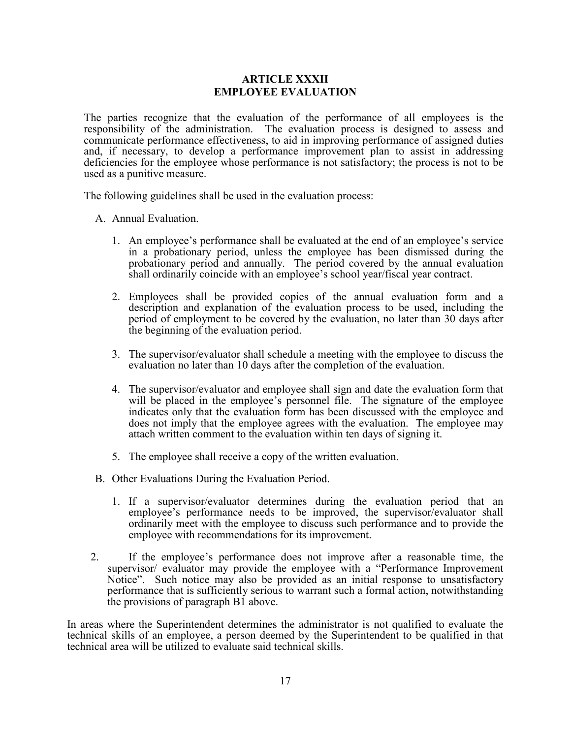## ARTICLE XXXII
## EMPLOYEE EVALUATION

The parties recognize that the evaluation of the performance of all employees is the responsibility of the administration. The evaluation process is designed to assess and communicate performance effectiveness, to aid in improving performance of assigned duties and, if necessary, to develop a performance improvement plan to assist in addressing deficiencies for the employee whose performance is not satisfactory; the process is not to be used as a punitive measure.

The following guidelines shall be used in the evaluation process:

A. Annual Evaluation.

   1. An employee's performance shall be evaluated at the end of an employee's service in a probationary period, unless the employee has been dismissed during the probationary period and annually. The period covered by the annual evaluation shall ordinarily coincide with an employee's school year/fiscal year contract.

   2. Employees shall be provided copies of the annual evaluation form and a description and explanation of the evaluation process to be used, including the period of employment to be covered by the evaluation, no later than 30 days after the beginning of the evaluation period.

   3. The supervisor/evaluator shall schedule a meeting with the employee to discuss the evaluation no later than 10 days after the completion of the evaluation.

   4. The supervisor/evaluator and employee shall sign and date the evaluation form that will be placed in the employee's personnel file. The signature of the employee indicates only that the evaluation form has been discussed with the employee and does not imply that the employee agrees with the evaluation. The employee may attach written comment to the evaluation within ten days of signing it.

   5. The employee shall receive a copy of the written evaluation.

B. Other Evaluations During the Evaluation Period.

   1. If a supervisor/evaluator determines during the evaluation period that an employee's performance needs to be improved, the supervisor/evaluator shall ordinarily meet with the employee to discuss such performance and to provide the employee with recommendations for its improvement.

   2. If the employee's performance does not improve after a reasonable time, the supervisor/ evaluator may provide the employee with a "Performance Improvement Notice". Such notice may also be provided as an initial response to unsatisfactory performance that is sufficiently serious to warrant such a formal action, notwithstanding the provisions of paragraph B1 above.

In areas where the Superintendent determines the administrator is not qualified to evaluate the technical skills of an employee, a person deemed by the Superintendent to be qualified in that technical area will be utilized to evaluate said technical skills.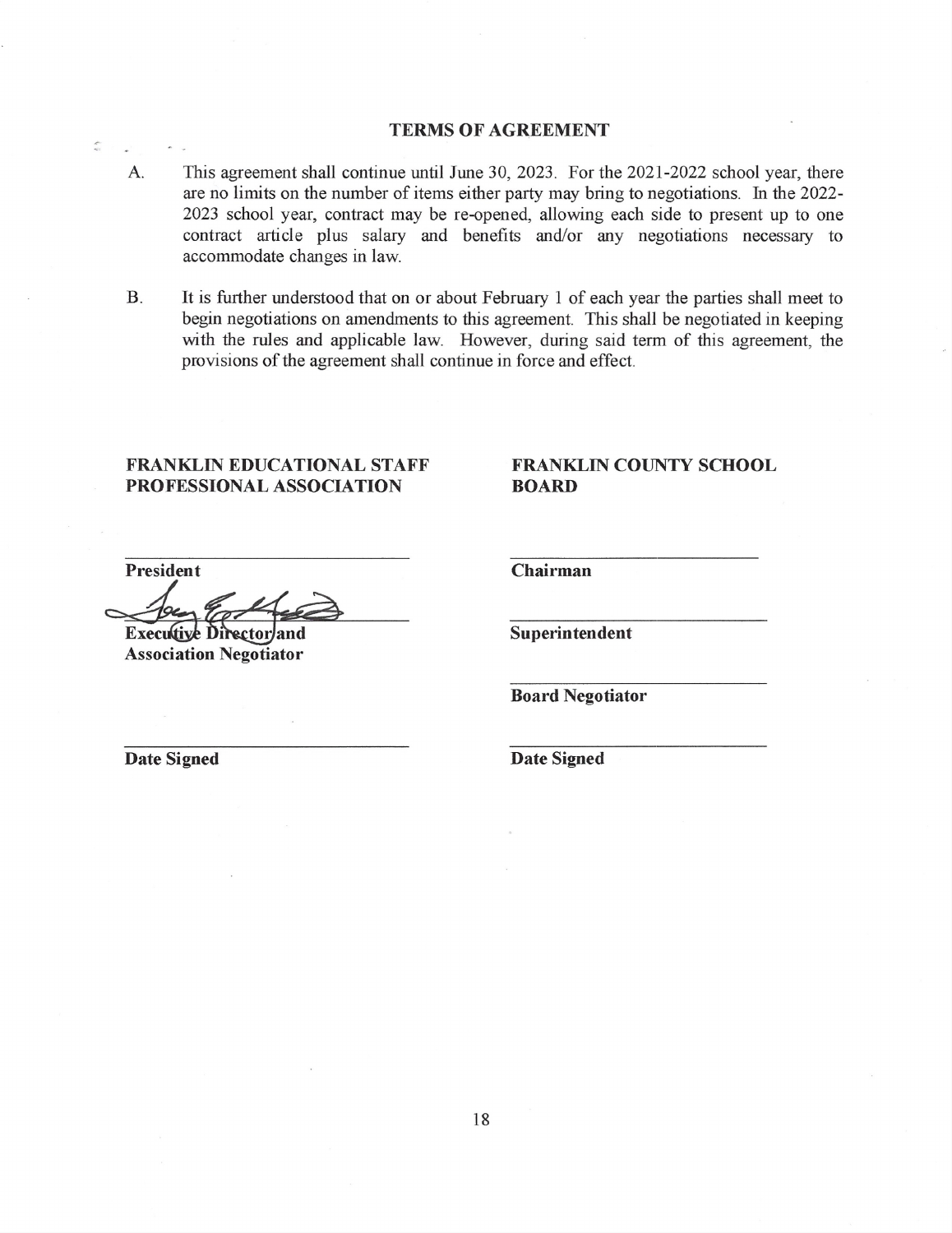## TERMS OF AGREEMENT

A. This agreement shall continue until June 30, 2023. For the 2021-2022 school year, there are no limits on the number of items either party may bring to negotiations. In the 2022-2023 school year, contract may be re-opened, allowing each side to present up to one contract article plus salary and benefits and/or any negotiations necessary to accommodate changes in law.

B. It is further understood that on or about February 1 of each year the parties shall meet to begin negotiations on amendments to this agreement. This shall be negotiated in keeping with the rules and applicable law. However, during said term of this agreement, the provisions of the agreement shall continue in force and effect.

**FRANKLIN EDUCATIONAL STAFF PROFESSIONAL ASSOCIATION**

_______________________________
**President**

_______________________________
**Executive Director and Association Negotiator**

_______________________________
**Date Signed**

**FRANKLIN COUNTY SCHOOL BOARD**

_______________________________
**Chairman**

_______________________________
**Superintendent**

_______________________________
**Board Negotiator**

_______________________________
**Date Signed**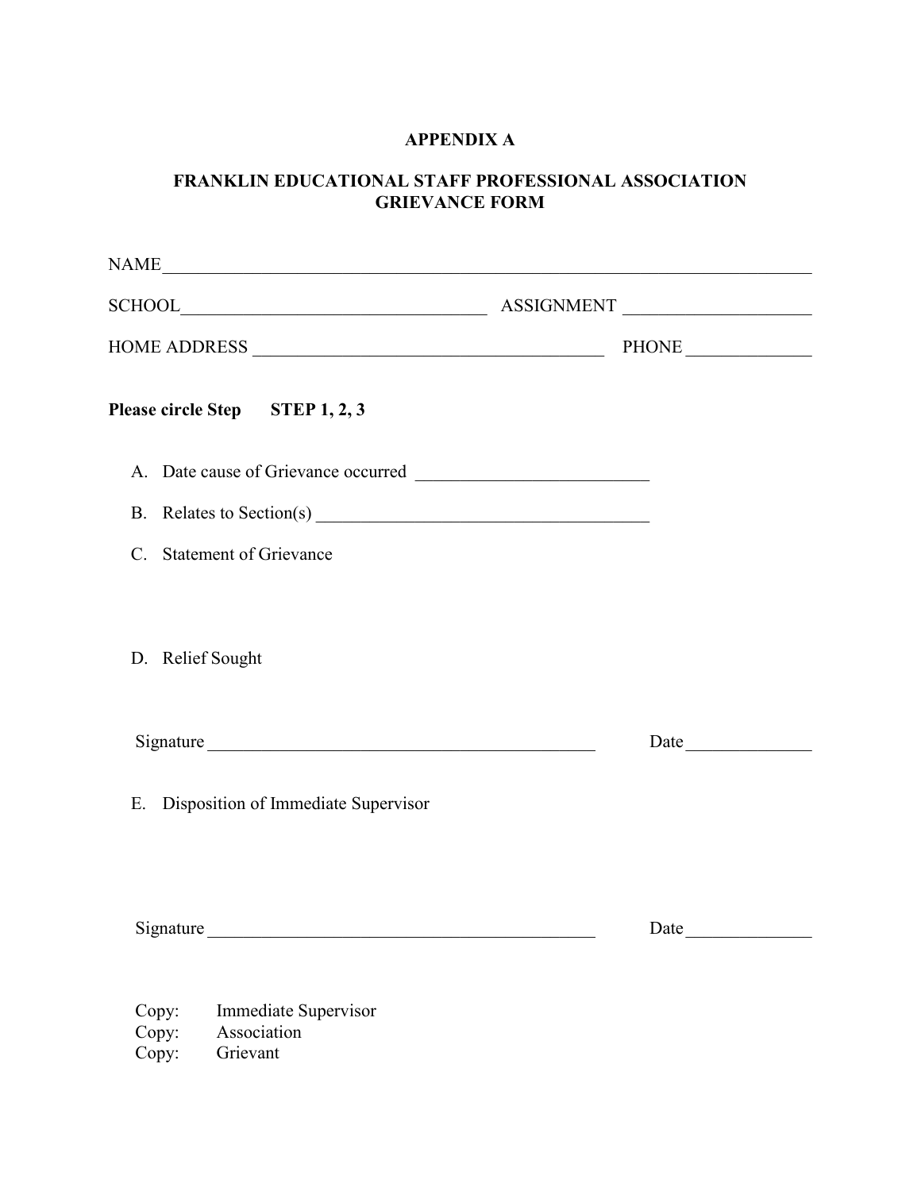# APPENDIX A

## FRANKLIN EDUCATIONAL STAFF PROFESSIONAL ASSOCIATION GRIEVANCE FORM

NAME_______________________________________________________________________

SCHOOL__________________________________ ASSIGNMENT ____________________

HOME ADDRESS _______________________________________ PHONE _____________

**Please circle Step STEP 1, 2, 3**

A. Date cause of Grievance occurred _________________________

B. Relates to Section(s) _____________________________________

C. Statement of Grievance

D. Relief Sought

Signature ___________________________________________ Date _____________

E. Disposition of Immediate Supervisor

Signature ___________________________________________ Date _____________

Copy: Immediate Supervisor
Copy: Association
Copy: Grievant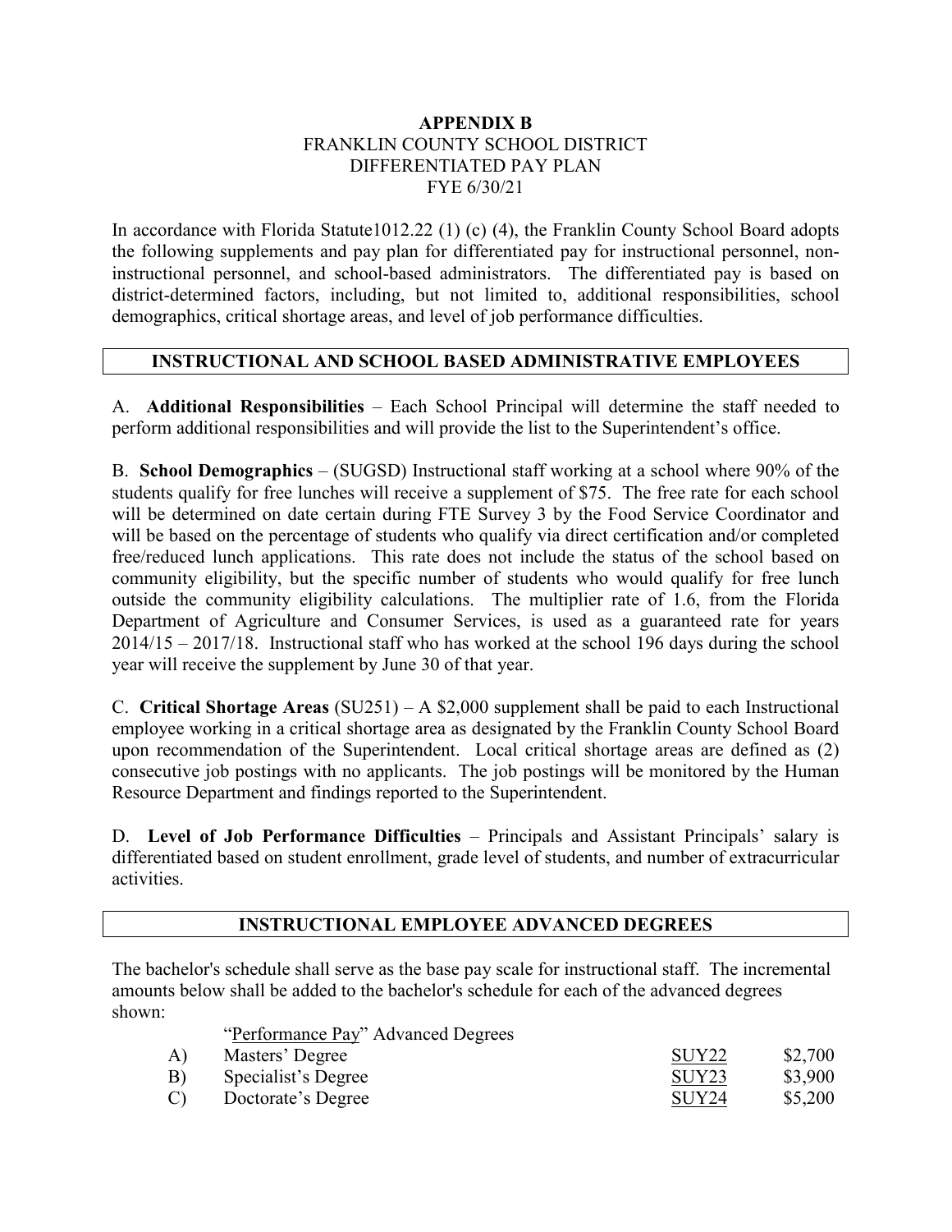**APPENDIX B**
FRANKLIN COUNTY SCHOOL DISTRICT
DIFFERENTIATED PAY PLAN
FYE 6/30/21

In accordance with Florida Statute1012.22 (1) (c) (4), the Franklin County School Board adopts the following supplements and pay plan for differentiated pay for instructional personnel, non-instructional personnel, and school-based administrators. The differentiated pay is based on district-determined factors, including, but not limited to, additional responsibilities, school demographics, critical shortage areas, and level of job performance difficulties.

## INSTRUCTIONAL AND SCHOOL BASED ADMINISTRATIVE EMPLOYEES

A. **Additional Responsibilities** – Each School Principal will determine the staff needed to perform additional responsibilities and will provide the list to the Superintendent's office.

B. **School Demographics** – (SUGSD) Instructional staff working at a school where 90% of the students qualify for free lunches will receive a supplement of $75. The free rate for each school will be determined on date certain during FTE Survey 3 by the Food Service Coordinator and will be based on the percentage of students who qualify via direct certification and/or completed free/reduced lunch applications. This rate does not include the status of the school based on community eligibility, but the specific number of students who would qualify for free lunch outside the community eligibility calculations. The multiplier rate of 1.6, from the Florida Department of Agriculture and Consumer Services, is used as a guaranteed rate for years 2014/15 – 2017/18. Instructional staff who has worked at the school 196 days during the school year will receive the supplement by June 30 of that year.

C. **Critical Shortage Areas** (SU251) – A $2,000 supplement shall be paid to each Instructional employee working in a critical shortage area as designated by the Franklin County School Board upon recommendation of the Superintendent. Local critical shortage areas are defined as (2) consecutive job postings with no applicants. The job postings will be monitored by the Human Resource Department and findings reported to the Superintendent.

D. **Level of Job Performance Difficulties** – Principals and Assistant Principals' salary is differentiated based on student enrollment, grade level of students, and number of extracurricular activities.

## INSTRUCTIONAL EMPLOYEE ADVANCED DEGREES

The bachelor's schedule shall serve as the base pay scale for instructional staff. The incremental amounts below shall be added to the bachelor's schedule for each of the advanced degrees shown:

"Performance Pay" Advanced Degrees

| | | | |
|---|---|---|---|
| A) | Masters' Degree | SUY22 | $2,700 |
| B) | Specialist's Degree | SUY23 | $3,900 |
| C) | Doctorate's Degree | SUY24 | $5,200 |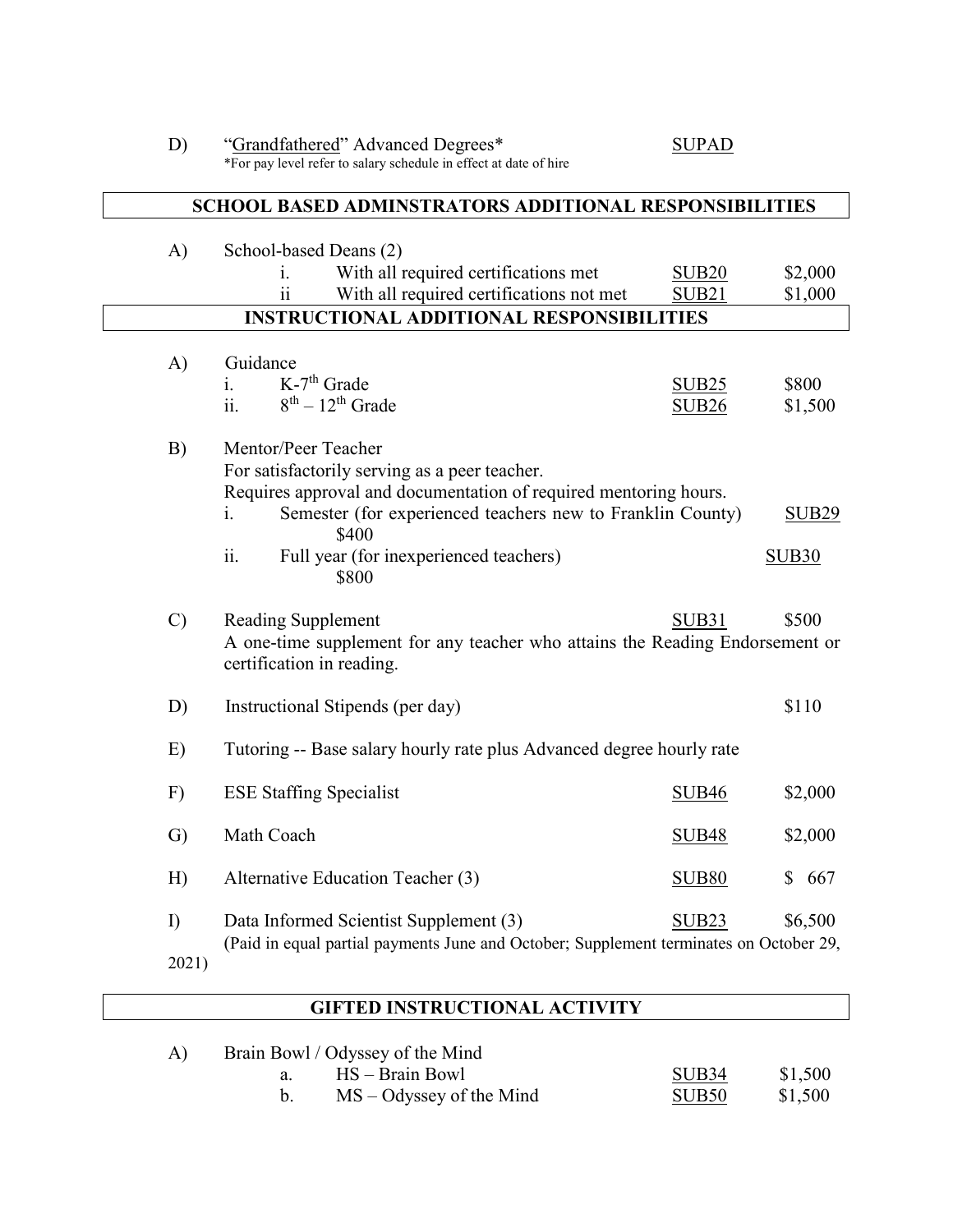D) "Grandfathered" Advanced Degrees* SUPAD

*For pay level refer to salary schedule in effect at date of hire

## SCHOOL BASED ADMINSTRATORS ADDITIONAL RESPONSIBILITIES

A) School-based Deans (2)

| | | Code | Amount |
|---|---|---|---|
| i. | With all required certifications met | SUB20 | $2,000 |
| ii | With all required certifications not met | SUB21 | $1,000 |

## INSTRUCTIONAL ADDITIONAL RESPONSIBILITIES

A) Guidance

| | | Code | Amount |
|---|---|---|---|
| i. | K-7th Grade | SUB25 | $800 |
| ii. | 8th – 12th Grade | SUB26 | $1,500 |

B) Mentor/Peer Teacher

For satisfactorily serving as a peer teacher.

Requires approval and documentation of required mentoring hours.

i. Semester (for experienced teachers new to Franklin County) SUB29 $400

ii. Full year (for inexperienced teachers) SUB30 $800

C) Reading Supplement SUB31 $500

A one-time supplement for any teacher who attains the Reading Endorsement or certification in reading.

D) Instructional Stipends (per day) $110

E) Tutoring -- Base salary hourly rate plus Advanced degree hourly rate

F) ESE Staffing Specialist SUB46 $2,000

G) Math Coach SUB48 $2,000

H) Alternative Education Teacher (3) SUB80 $ 667

I) Data Informed Scientist Supplement (3) SUB23 $6,500

(Paid in equal partial payments June and October; Supplement terminates on October 29, 2021)

## GIFTED INSTRUCTIONAL ACTIVITY

A) Brain Bowl / Odyssey of the Mind

| | | Code | Amount |
|---|---|---|---|
| a. | HS – Brain Bowl | SUB34 | $1,500 |
| b. | MS – Odyssey of the Mind | SUB50 | $1,500 |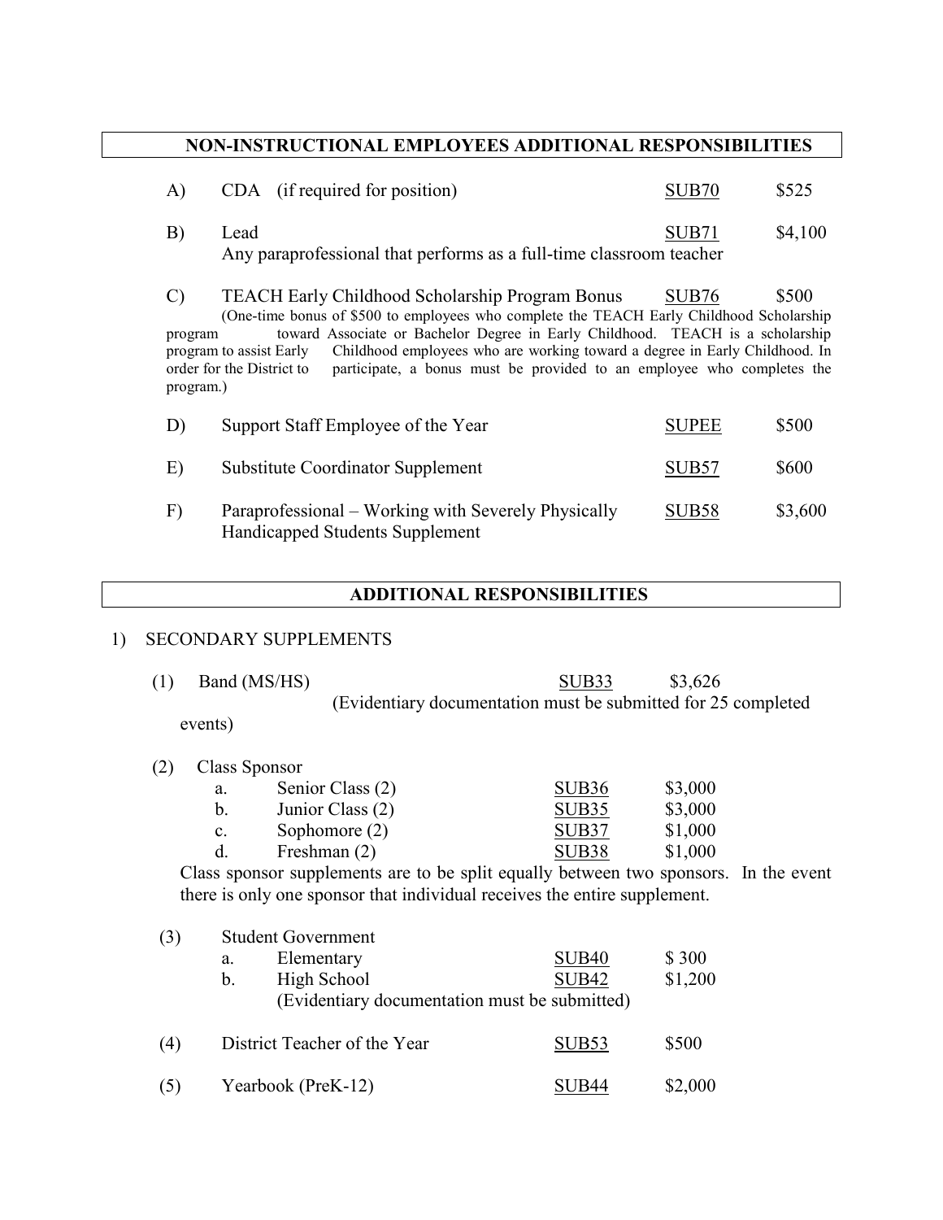## NON-INSTRUCTIONAL EMPLOYEES ADDITIONAL RESPONSIBILITIES

| | | | |
|---|---|---|---|
| A) | CDA (if required for position) | SUB70 | $525 |
| B) | Lead<br>Any paraprofessional that performs as a full-time classroom teacher | SUB71 | $4,100 |
| C) | TEACH Early Childhood Scholarship Program Bonus | SUB76 | $500 |

(One-time bonus of $500 to employees who complete the TEACH Early Childhood Scholarship program toward Associate or Bachelor Degree in Early Childhood. TEACH is a scholarship program to assist Early Childhood employees who are working toward a degree in Early Childhood. In order for the District to participate, a bonus must be provided to an employee who completes the program.)

| | | | |
|---|---|---|---|
| D) | Support Staff Employee of the Year | SUPEE | $500 |
| E) | Substitute Coordinator Supplement | SUB57 | $600 |
| F) | Paraprofessional – Working with Severely Physically Handicapped Students Supplement | SUB58 | $3,600 |

## ADDITIONAL RESPONSIBILITIES

1) SECONDARY SUPPLEMENTS

(1) Band (MS/HS) — SUB33 — $3,626
(Evidentiary documentation must be submitted for 25 completed events)

(2) Class Sponsor

| | | | |
|---|---|---|---|
| a. | Senior Class (2) | SUB36 | $3,000 |
| b. | Junior Class (2) | SUB35 | $3,000 |
| c. | Sophomore (2) | SUB37 | $1,000 |
| d. | Freshman (2) | SUB38 | $1,000 |

Class sponsor supplements are to be split equally between two sponsors. In the event there is only one sponsor that individual receives the entire supplement.

(3) Student Government

| | | | |
|---|---|---|---|
| a. | Elementary | SUB40 | $ 300 |
| b. | High School | SUB42 | $1,200 |

(Evidentiary documentation must be submitted)

(4) District Teacher of the Year — SUB53 — $500

(5) Yearbook (PreK-12) — SUB44 — $2,000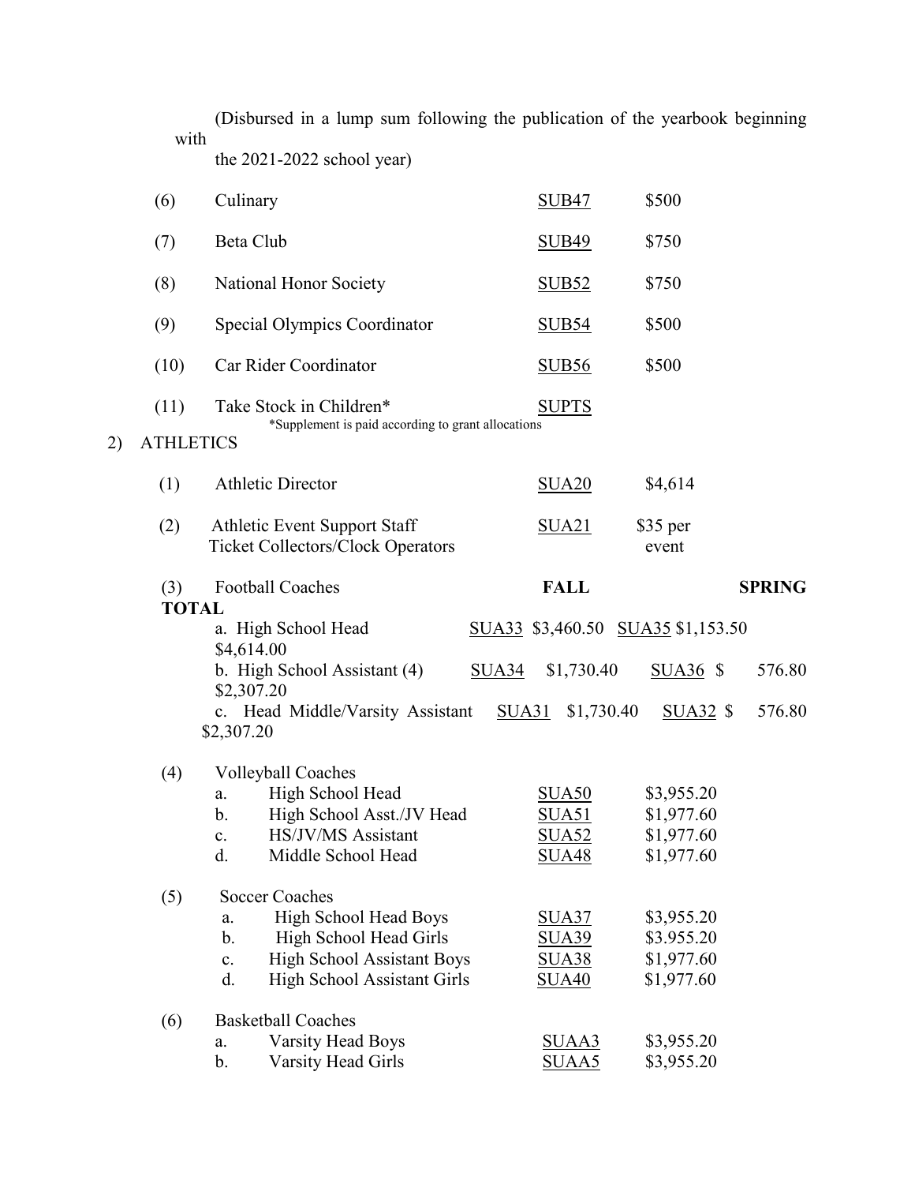(Disbursed in a lump sum following the publication of the yearbook beginning with the 2021-2022 school year)

| | | | |
|---|---|---|---|
| (6) | Culinary | SUB47 | $500 |
| (7) | Beta Club | SUB49 | $750 |
| (8) | National Honor Society | SUB52 | $750 |
| (9) | Special Olympics Coordinator | SUB54 | $500 |
| (10) | Car Rider Coordinator | SUB56 | $500 |
| (11) | Take Stock in Children* | SUPTS | |

*Supplement is paid according to grant allocations

2) ATHLETICS

| | | | |
|---|---|---|---|
| (1) | Athletic Director | SUA20 | $4,614 |
| (2) | Athletic Event Support Staff Ticket Collectors/Clock Operators | SUA21 | $35 per event |

(3) Football Coaches

| | FALL | | SPRING | | TOTAL |
|---|---|---|---|---|---|
| a. High School Head | SUA33 | $3,460.50 | SUA35 | $1,153.50 | $4,614.00 |
| b. High School Assistant (4) | SUA34 | $1,730.40 | SUA36 | $ 576.80 | $2,307.20 |
| c. Head Middle/Varsity Assistant | SUA31 | $1,730.40 | SUA32 | $ 576.80 | $2,307.20 |

(4) Volleyball Coaches

| | | | |
|---|---|---|---|
| a. | High School Head | SUA50 | $3,955.20 |
| b. | High School Asst./JV Head | SUA51 | $1,977.60 |
| c. | HS/JV/MS Assistant | SUA52 | $1,977.60 |
| d. | Middle School Head | SUA48 | $1,977.60 |

(5) Soccer Coaches

| | | | |
|---|---|---|---|
| a. | High School Head Boys | SUA37 | $3,955.20 |
| b. | High School Head Girls | SUA39 | $3.955.20 |
| c. | High School Assistant Boys | SUA38 | $1,977.60 |
| d. | High School Assistant Girls | SUA40 | $1,977.60 |

(6) Basketball Coaches

| | | | |
|---|---|---|---|
| a. | Varsity Head Boys | SUAA3 | $3,955.20 |
| b. | Varsity Head Girls | SUAA5 | $3,955.20 |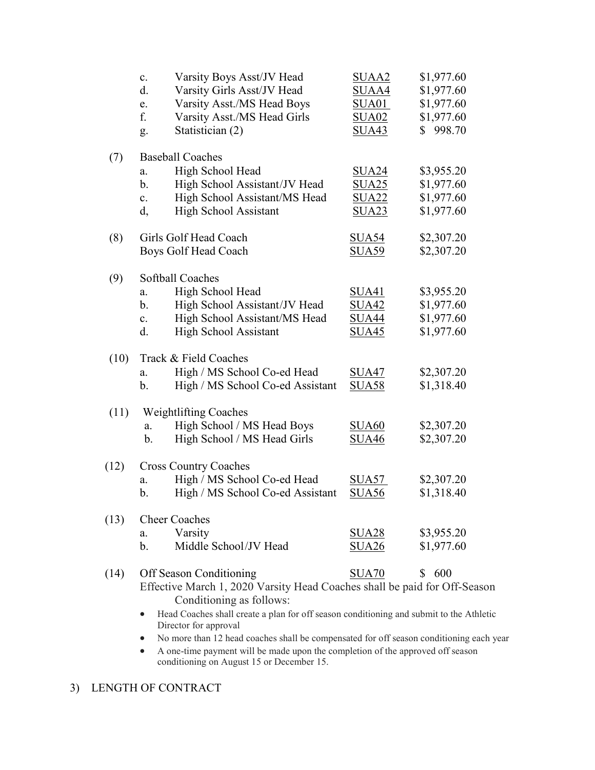| | | | |
|---|---|---|---|
| c. | Varsity Boys Asst/JV Head | SUAA2 | \$1,977.60 |
| d. | Varsity Girls Asst/JV Head | SUAA4 | \$1,977.60 |
| e. | Varsity Asst./MS Head Boys | SUA01 | \$1,977.60 |
| f. | Varsity Asst./MS Head Girls | SUA02 | \$1,977.60 |
| g. | Statistician (2) | SUA43 | \$ 998.70 |

(7) Baseball Coaches

| | | | |
|---|---|---|---|
| a. | High School Head | SUA24 | \$3,955.20 |
| b. | High School Assistant/JV Head | SUA25 | \$1,977.60 |
| c. | High School Assistant/MS Head | SUA22 | \$1,977.60 |
| d, | High School Assistant | SUA23 | \$1,977.60 |

(8)

| | | |
|---|---|---|
| Girls Golf Head Coach | SUA54 | \$2,307.20 |
| Boys Golf Head Coach | SUA59 | \$2,307.20 |

(9) Softball Coaches

| | | | |
|---|---|---|---|
| a. | High School Head | SUA41 | \$3,955.20 |
| b. | High School Assistant/JV Head | SUA42 | \$1,977.60 |
| c. | High School Assistant/MS Head | SUA44 | \$1,977.60 |
| d. | High School Assistant | SUA45 | \$1,977.60 |

(10) Track & Field Coaches

| | | | |
|---|---|---|---|
| a. | High / MS School Co-ed Head | SUA47 | \$2,307.20 |
| b. | High / MS School Co-ed Assistant | SUA58 | \$1,318.40 |

(11) Weightlifting Coaches

| | | | |
|---|---|---|---|
| a. | High School / MS Head Boys | SUA60 | \$2,307.20 |
| b. | High School / MS Head Girls | SUA46 | \$2,307.20 |

(12) Cross Country Coaches

| | | | |
|---|---|---|---|
| a. | High / MS School Co-ed Head | SUA57 | \$2,307.20 |
| b. | High / MS School Co-ed Assistant | SUA56 | \$1,318.40 |

(13) Cheer Coaches

| | | | |
|---|---|---|---|
| a. | Varsity | SUA28 | \$3,955.20 |
| b. | Middle School/JV Head | SUA26 | \$1,977.60 |

(14) Off Season Conditioning — SUA70 — \$ 600

Effective March 1, 2020 Varsity Head Coaches shall be paid for Off-Season Conditioning as follows:

- Head Coaches shall create a plan for off season conditioning and submit to the Athletic Director for approval
- No more than 12 head coaches shall be compensated for off season conditioning each year
- A one-time payment will be made upon the completion of the approved off season conditioning on August 15 or December 15.

3) LENGTH OF CONTRACT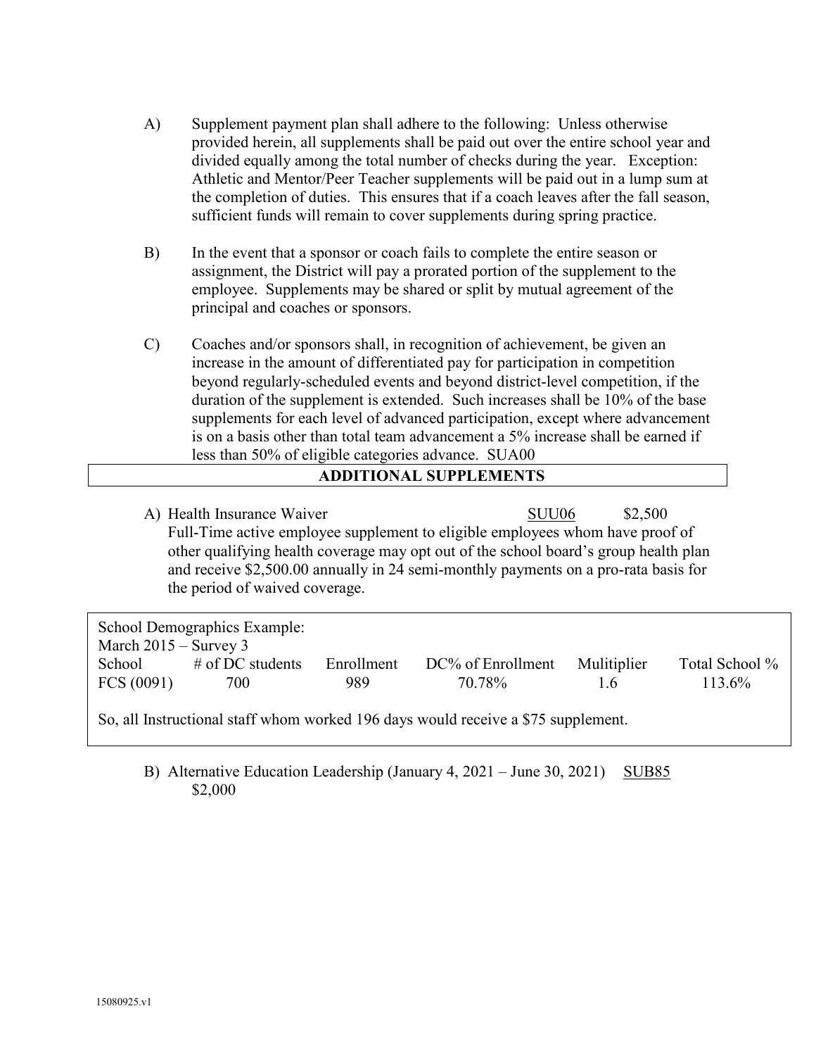A) Supplement payment plan shall adhere to the following: Unless otherwise provided herein, all supplements shall be paid out over the entire school year and divided equally among the total number of checks during the year. Exception: Athletic and Mentor/Peer Teacher supplements will be paid out in a lump sum at the completion of duties. This ensures that if a coach leaves after the fall season, sufficient funds will remain to cover supplements during spring practice.

B) In the event that a sponsor or coach fails to complete the entire season or assignment, the District will pay a prorated portion of the supplement to the employee. Supplements may be shared or split by mutual agreement of the principal and coaches or sponsors.

C) Coaches and/or sponsors shall, in recognition of achievement, be given an increase in the amount of differentiated pay for participation in competition beyond regularly-scheduled events and beyond district-level competition, if the duration of the supplement is extended. Such increases shall be 10% of the base supplements for each level of advanced participation, except where advancement is on a basis other than total team advancement a 5% increase shall be earned if less than 50% of eligible categories advance. SUA00

## ADDITIONAL SUPPLEMENTS

A) Health Insurance Waiver SUU06 $2,500
Full-Time active employee supplement to eligible employees whom have proof of other qualifying health coverage may opt out of the school board's group health plan and receive $2,500.00 annually in 24 semi-monthly payments on a pro-rata basis for the period of waived coverage.

School Demographics Example:
March 2015 – Survey 3

| School | # of DC students | Enrollment | DC% of Enrollment | Mulitiplier | Total School % |
|---|---|---|---|---|---|
| FCS (0091) | 700 | 989 | 70.78% | 1.6 | 113.6% |

So, all Instructional staff whom worked 196 days would receive a $75 supplement.

B) Alternative Education Leadership (January 4, 2021 – June 30, 2021) SUB85 $2,000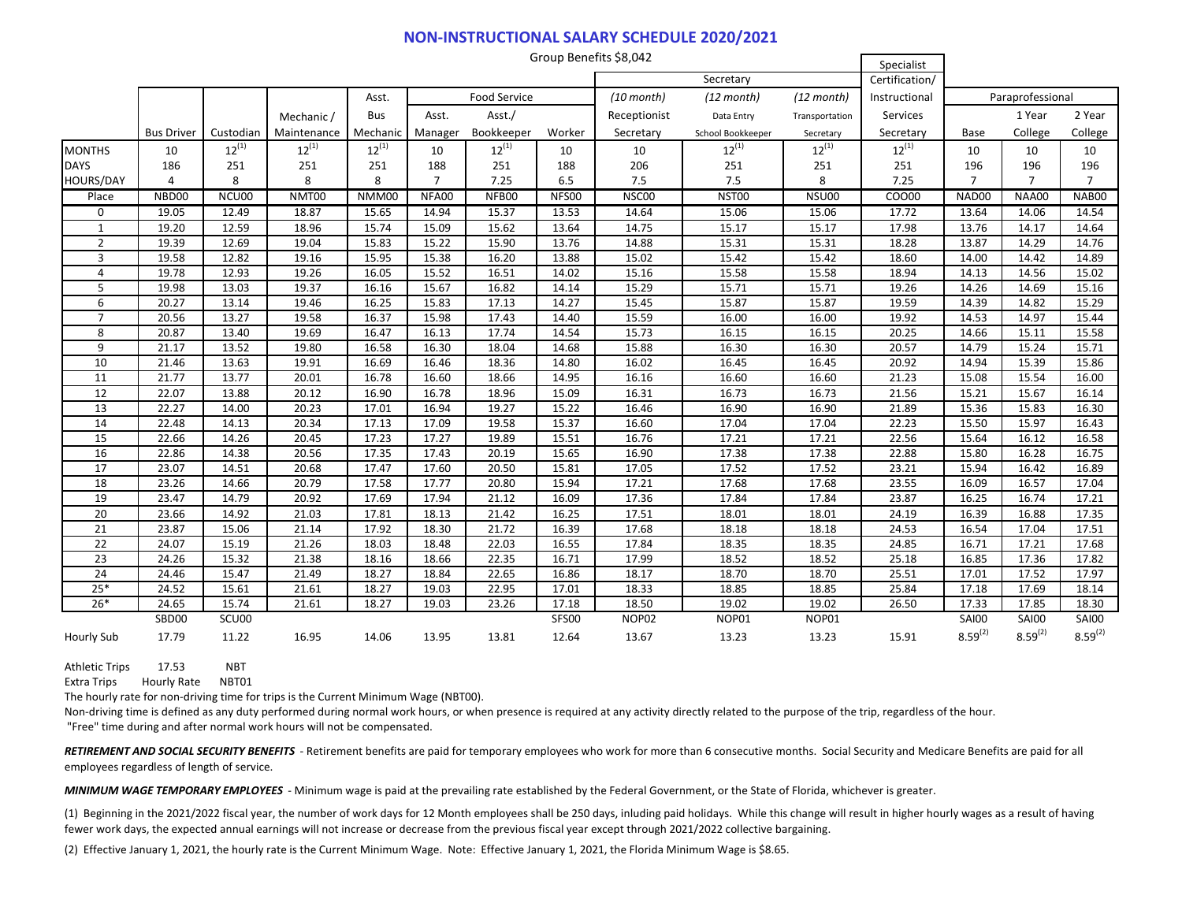# NON-INSTRUCTIONAL SALARY SCHEDULE 2020/2021

Group Benefits $8,042

| | Bus Driver | Custodian | Mechanic / Maintenance | Asst. Bus Mechanic | Food Service Asst. Manager | Food Service Asst./ Bookkeeper | Food Service Worker | Secretary (10 month) Receptionist Secretary | Secretary (12 month) Data Entry School Bookkeeper | Secretary (12 month) Transportation Secretary | Specialist Certification/ Instructional Services Secretary | Paraprofessional Base | Paraprofessional 1 Year College | Paraprofessional 2 Year College |
|---|---|---|---|---|---|---|---|---|---|---|---|---|---|---|
| MONTHS | 10 | 12(1) | 12(1) | 12(1) | 10 | 12(1) | 10 | 10 | 12(1) | 12(1) | 12(1) | 10 | 10 | 10 |
| DAYS | 186 | 251 | 251 | 251 | 188 | 251 | 188 | 206 | 251 | 251 | 251 | 196 | 196 | 196 |
| HOURS/DAY | 4 | 8 | 8 | 8 | 7 | 7.25 | 6.5 | 7.5 | 7.5 | 8 | 7.25 | 7 | 7 | 7 |
| Place | NBD00 | NCU00 | NMT00 | NMM00 | NFA00 | NFB00 | NFS00 | NSC00 | NST00 | NSU00 | CO000 | NAD00 | NAA00 | NAB00 |
| 0 | 19.05 | 12.49 | 18.87 | 15.65 | 14.94 | 15.37 | 13.53 | 14.64 | 15.06 | 15.06 | 17.72 | 13.64 | 14.06 | 14.54 |
| 1 | 19.20 | 12.59 | 18.96 | 15.74 | 15.09 | 15.62 | 13.64 | 14.75 | 15.17 | 15.17 | 17.98 | 13.76 | 14.17 | 14.64 |
| 2 | 19.39 | 12.69 | 19.04 | 15.83 | 15.22 | 15.90 | 13.76 | 14.88 | 15.31 | 15.31 | 18.28 | 13.87 | 14.29 | 14.76 |
| 3 | 19.58 | 12.82 | 19.16 | 15.95 | 15.38 | 16.20 | 13.88 | 15.02 | 15.42 | 15.42 | 18.60 | 14.00 | 14.42 | 14.89 |
| 4 | 19.78 | 12.93 | 19.26 | 16.05 | 15.52 | 16.51 | 14.02 | 15.16 | 15.58 | 15.58 | 18.94 | 14.13 | 14.56 | 15.02 |
| 5 | 19.98 | 13.03 | 19.37 | 16.16 | 15.67 | 16.82 | 14.14 | 15.29 | 15.71 | 15.71 | 19.26 | 14.26 | 14.69 | 15.16 |
| 6 | 20.27 | 13.14 | 19.46 | 16.25 | 15.83 | 17.13 | 14.27 | 15.45 | 15.87 | 15.87 | 19.59 | 14.39 | 14.82 | 15.29 |
| 7 | 20.56 | 13.27 | 19.58 | 16.37 | 15.98 | 17.43 | 14.40 | 15.59 | 16.00 | 16.00 | 19.92 | 14.53 | 14.97 | 15.44 |
| 8 | 20.87 | 13.40 | 19.69 | 16.47 | 16.13 | 17.74 | 14.54 | 15.73 | 16.15 | 16.15 | 20.25 | 14.66 | 15.11 | 15.58 |
| 9 | 21.17 | 13.52 | 19.80 | 16.58 | 16.30 | 18.04 | 14.68 | 15.88 | 16.30 | 16.30 | 20.57 | 14.79 | 15.24 | 15.71 |
| 10 | 21.46 | 13.63 | 19.91 | 16.69 | 16.46 | 18.36 | 14.80 | 16.02 | 16.45 | 16.45 | 20.92 | 14.94 | 15.39 | 15.86 |
| 11 | 21.77 | 13.77 | 20.01 | 16.78 | 16.60 | 18.66 | 14.95 | 16.16 | 16.60 | 16.60 | 21.23 | 15.08 | 15.54 | 16.00 |
| 12 | 22.07 | 13.88 | 20.12 | 16.90 | 16.78 | 18.96 | 15.09 | 16.31 | 16.73 | 16.73 | 21.56 | 15.21 | 15.67 | 16.14 |
| 13 | 22.27 | 14.00 | 20.23 | 17.01 | 16.94 | 19.27 | 15.22 | 16.46 | 16.90 | 16.90 | 21.89 | 15.36 | 15.83 | 16.30 |
| 14 | 22.48 | 14.13 | 20.34 | 17.13 | 17.09 | 19.58 | 15.37 | 16.60 | 17.04 | 17.04 | 22.23 | 15.50 | 15.97 | 16.43 |
| 15 | 22.66 | 14.26 | 20.45 | 17.23 | 17.27 | 19.89 | 15.51 | 16.76 | 17.21 | 17.21 | 22.56 | 15.64 | 16.12 | 16.58 |
| 16 | 22.86 | 14.38 | 20.56 | 17.35 | 17.43 | 20.19 | 15.65 | 16.90 | 17.38 | 17.38 | 22.88 | 15.80 | 16.28 | 16.75 |
| 17 | 23.07 | 14.51 | 20.68 | 17.47 | 17.60 | 20.50 | 15.81 | 17.05 | 17.52 | 17.52 | 23.21 | 15.94 | 16.42 | 16.89 |
| 18 | 23.26 | 14.66 | 20.79 | 17.58 | 17.77 | 20.80 | 15.94 | 17.21 | 17.68 | 17.68 | 23.55 | 16.09 | 16.57 | 17.04 |
| 19 | 23.47 | 14.79 | 20.92 | 17.69 | 17.94 | 21.12 | 16.09 | 17.36 | 17.84 | 17.84 | 23.87 | 16.25 | 16.74 | 17.21 |
| 20 | 23.66 | 14.92 | 21.03 | 17.81 | 18.13 | 21.42 | 16.25 | 17.51 | 18.01 | 18.01 | 24.19 | 16.39 | 16.88 | 17.35 |
| 21 | 23.87 | 15.06 | 21.14 | 17.92 | 18.30 | 21.72 | 16.39 | 17.68 | 18.18 | 18.18 | 24.53 | 16.54 | 17.04 | 17.51 |
| 22 | 24.07 | 15.19 | 21.26 | 18.03 | 18.48 | 22.03 | 16.55 | 17.84 | 18.35 | 18.35 | 24.85 | 16.71 | 17.21 | 17.68 |
| 23 | 24.26 | 15.32 | 21.38 | 18.16 | 18.66 | 22.35 | 16.71 | 17.99 | 18.52 | 18.52 | 25.18 | 16.85 | 17.36 | 17.82 |
| 24 | 24.46 | 15.47 | 21.49 | 18.27 | 18.84 | 22.65 | 16.86 | 18.17 | 18.70 | 18.70 | 25.51 | 17.01 | 17.52 | 17.97 |
| 25* | 24.52 | 15.61 | 21.61 | 18.27 | 19.03 | 22.95 | 17.01 | 18.33 | 18.85 | 18.85 | 25.84 | 17.18 | 17.69 | 18.14 |
| 26* | 24.65 | 15.74 | 21.61 | 18.27 | 19.03 | 23.26 | 17.18 | 18.50 | 19.02 | 19.02 | 26.50 | 17.33 | 17.85 | 18.30 |
| | SBD00 | SCU00 | | | | | SFS00 | NOP02 | NOP01 | NOP01 | | SAI00 | SAI00 | SAI00 |
| Hourly Sub | 17.79 | 11.22 | 16.95 | 14.06 | 13.95 | 13.81 | 12.64 | 13.67 | 13.23 | 13.23 | 15.91 | 8.59(2) | 8.59(2) | 8.59(2) |

Athletic Trips 17.53 NBT

Extra Trips Hourly Rate NBT01

The hourly rate for non-driving time for trips is the Current Minimum Wage (NBT00).

Non-driving time is defined as any duty performed during normal work hours, or when presence is required at any activity directly related to the purpose of the trip, regardless of the hour.

"Free" time during and after normal work hours will not be compensated.

***RETIREMENT AND SOCIAL SECURITY BENEFITS*** - Retirement benefits are paid for temporary employees who work for more than 6 consecutive months. Social Security and Medicare Benefits are paid for all employees regardless of length of service.

***MINIMUM WAGE TEMPORARY EMPLOYEES*** - Minimum wage is paid at the prevailing rate established by the Federal Government, or the State of Florida, whichever is greater.

(1) Beginning in the 2021/2022 fiscal year, the number of work days for 12 Month employees shall be 250 days, inluding paid holidays. While this change will result in higher hourly wages as a result of having fewer work days, the expected annual earnings will not increase or decrease from the previous fiscal year except through 2021/2022 collective bargaining.

(2) Effective January 1, 2021, the hourly rate is the Current Minimum Wage. Note: Effective January 1, 2021, the Florida Minimum Wage is $8.65.